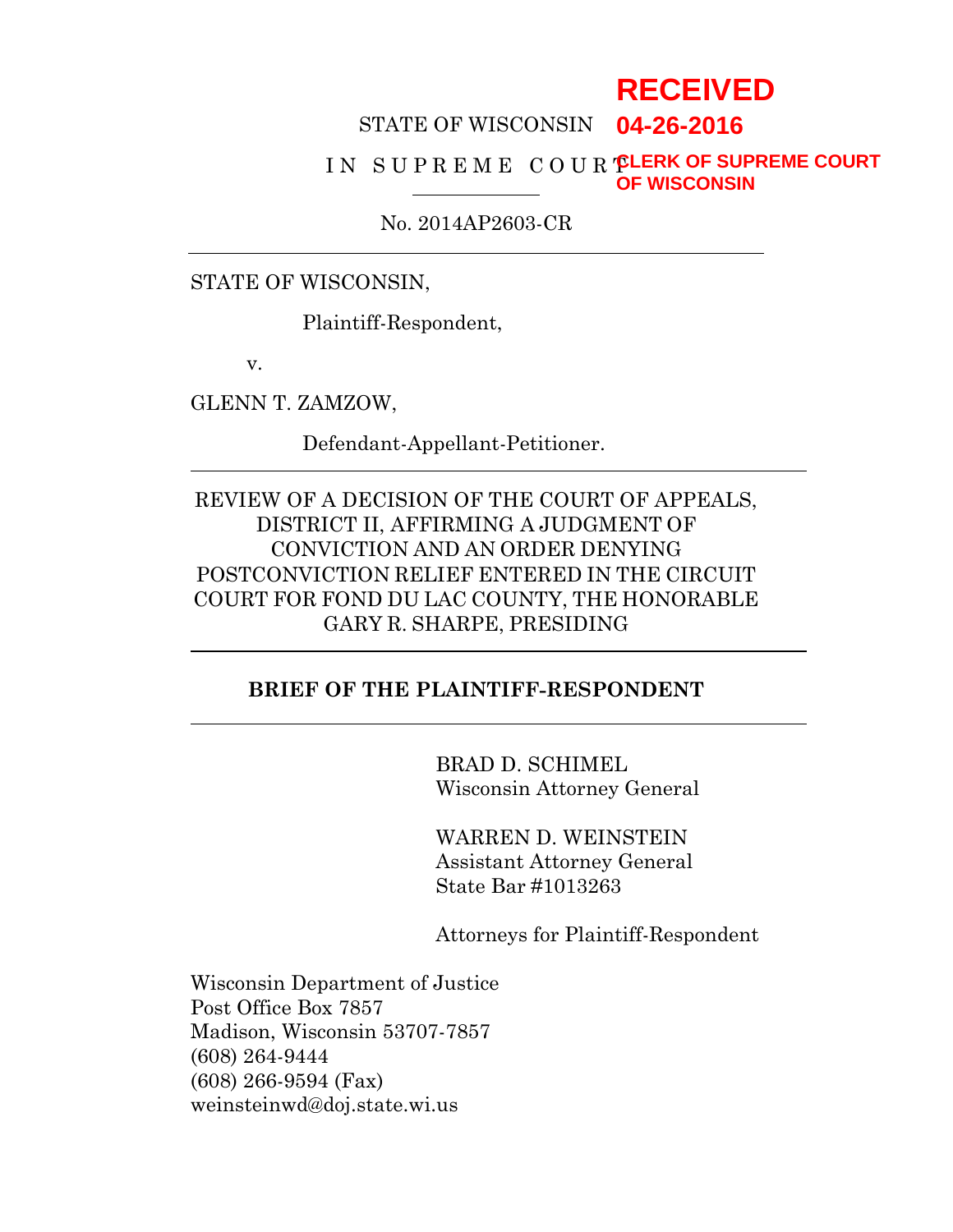RECEIVED
04-26-2016
CLERK OF SUPREME COURT
OF WISCONSIN

STATE OF WISCONSIN

IN SUPREME COURT

No. 2014AP2603-CR

---

STATE OF WISCONSIN,

Plaintiff-Respondent,

v.

GLENN T. ZAMZOW,

Defendant-Appellant-Petitioner.

---

REVIEW OF A DECISION OF THE COURT OF APPEALS, DISTRICT II, AFFIRMING A JUDGMENT OF CONVICTION AND AN ORDER DENYING POSTCONVICTION RELIEF ENTERED IN THE CIRCUIT COURT FOR FOND DU LAC COUNTY, THE HONORABLE GARY R. SHARPE, PRESIDING

---

**BRIEF OF THE PLAINTIFF-RESPONDENT**

---

BRAD D. SCHIMEL
Wisconsin Attorney General

WARREN D. WEINSTEIN
Assistant Attorney General
State Bar #1013263

Attorneys for Plaintiff-Respondent

Wisconsin Department of Justice
Post Office Box 7857
Madison, Wisconsin 53707-7857
(608) 264-9444
(608) 266-9594 (Fax)
weinsteinwd@doj.state.wi.us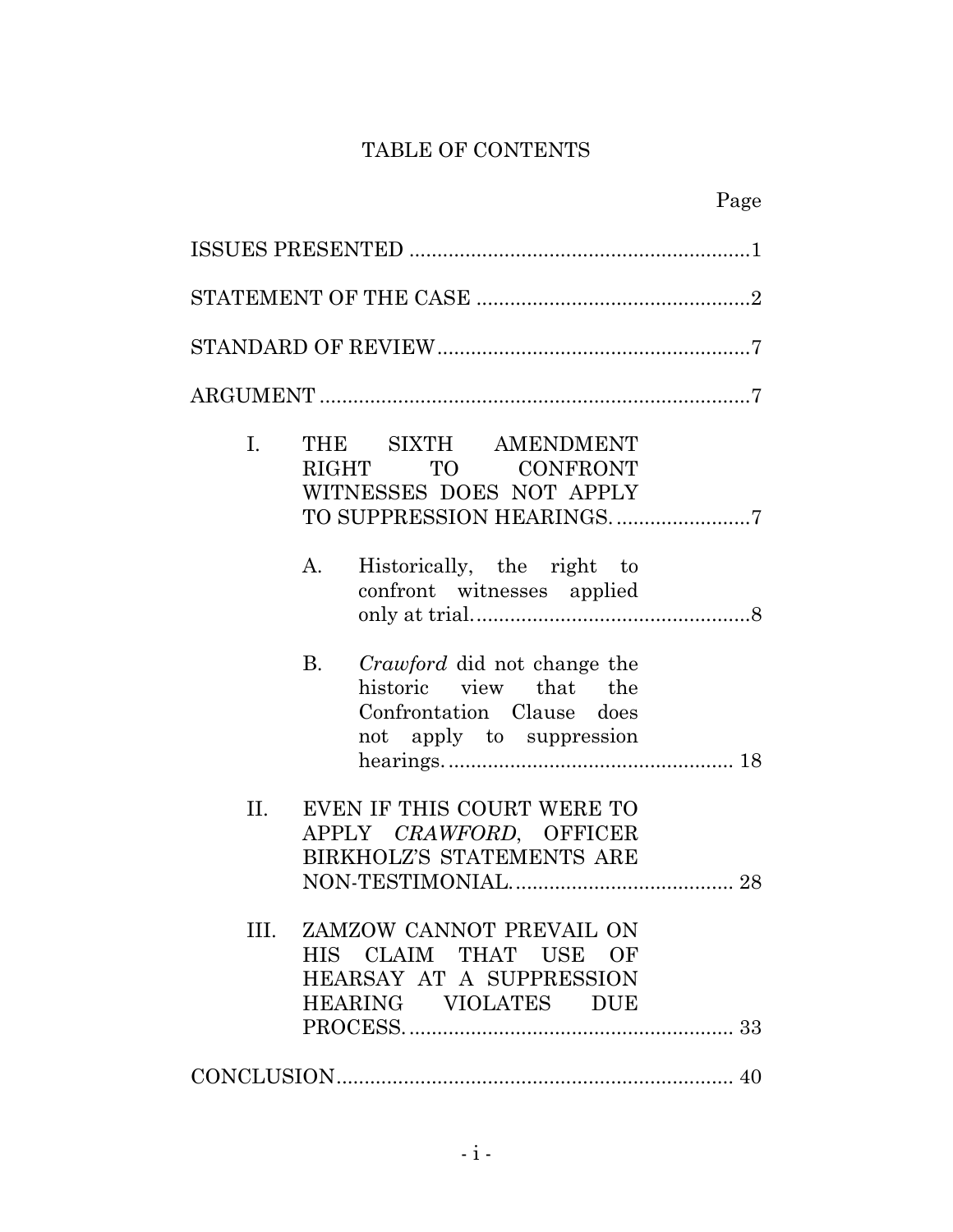# TABLE OF CONTENTS

| | Page |
|---|---|
| ISSUES PRESENTED | 1 |
| STATEMENT OF THE CASE | 2 |
| STANDARD OF REVIEW | 7 |
| ARGUMENT | 7 |
| I. THE SIXTH AMENDMENT RIGHT TO CONFRONT WITNESSES DOES NOT APPLY TO SUPPRESSION HEARINGS. | 7 |
| A. Historically, the right to confront witnesses applied only at trial. | 8 |
| B. *Crawford* did not change the historic view that the Confrontation Clause does not apply to suppression hearings. | 18 |
| II. EVEN IF THIS COURT WERE TO APPLY *CRAWFORD*, OFFICER BIRKHOLZ'S STATEMENTS ARE NON-TESTIMONIAL. | 28 |
| III. ZAMZOW CANNOT PREVAIL ON HIS CLAIM THAT USE OF HEARSAY AT A SUPPRESSION HEARING VIOLATES DUE PROCESS. | 33 |
| CONCLUSION | 40 |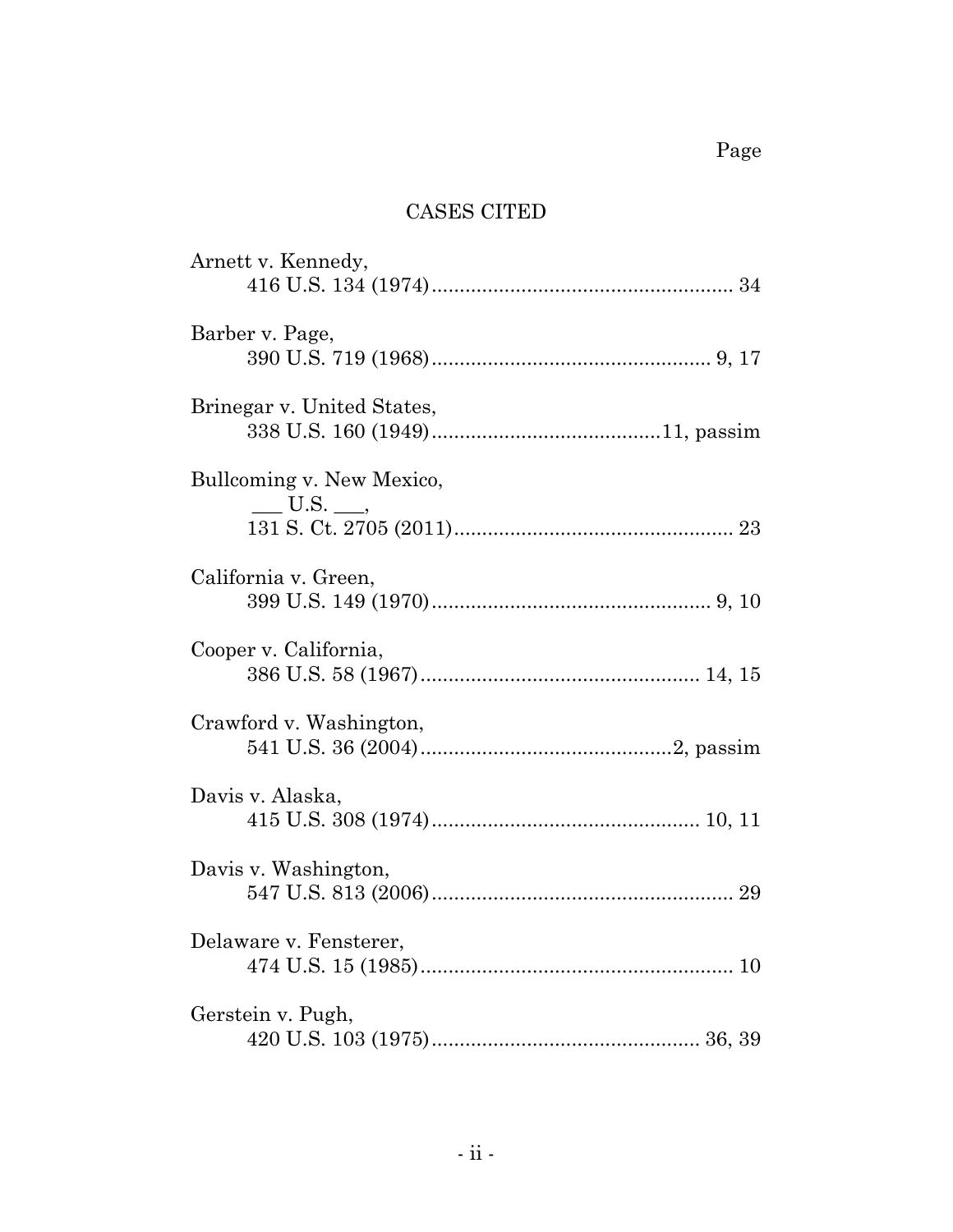Page

## CASES CITED

Arnett v. Kennedy,
416 U.S. 134 (1974)...................................................... 34

Barber v. Page,
390 U.S. 719 (1968).................................................. 9, 17

Brinegar v. United States,
338 U.S. 160 (1949).........................................11, passim

Bullcoming v. New Mexico,
___ U.S. ___,
131 S. Ct. 2705 (2011).................................................. 23

California v. Green,
399 U.S. 149 (1970).................................................. 9, 10

Cooper v. California,
386 U.S. 58 (1967).................................................. 14, 15

Crawford v. Washington,
541 U.S. 36 (2004).............................................2, passim

Davis v. Alaska,
415 U.S. 308 (1974)................................................ 10, 11

Davis v. Washington,
547 U.S. 813 (2006)...................................................... 29

Delaware v. Fensterer,
474 U.S. 15 (1985)........................................................ 10

Gerstein v. Pugh,
420 U.S. 103 (1975)................................................ 36, 39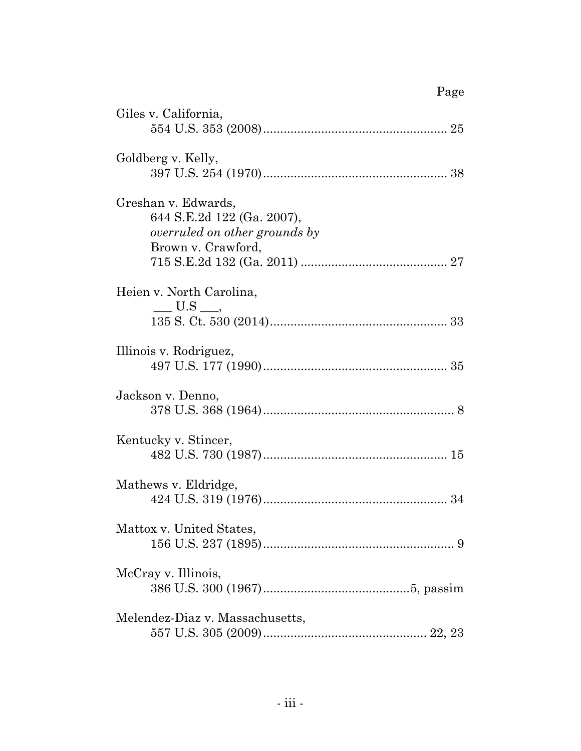Page

Giles v. California,
554 U.S. 353 (2008)...................................................... 25

Goldberg v. Kelly,
397 U.S. 254 (1970)...................................................... 38

Greshan v. Edwards,
644 S.E.2d 122 (Ga. 2007),
*overruled on other grounds by*
Brown v. Crawford,
715 S.E.2d 132 (Ga. 2011) ........................................... 27

Heien v. North Carolina,
___ U.S ___,
135 S. Ct. 530 (2014).................................................... 33

Illinois v. Rodriguez,
497 U.S. 177 (1990)...................................................... 35

Jackson v. Denno,
378 U.S. 368 (1964)........................................................ 8

Kentucky v. Stincer,
482 U.S. 730 (1987)...................................................... 15

Mathews v. Eldridge,
424 U.S. 319 (1976)...................................................... 34

Mattox v. United States,
156 U.S. 237 (1895)........................................................ 9

McCray v. Illinois,
386 U.S. 300 (1967)...........................................5, passim

Melendez-Diaz v. Massachusetts,
557 U.S. 305 (2009)................................................ 22, 23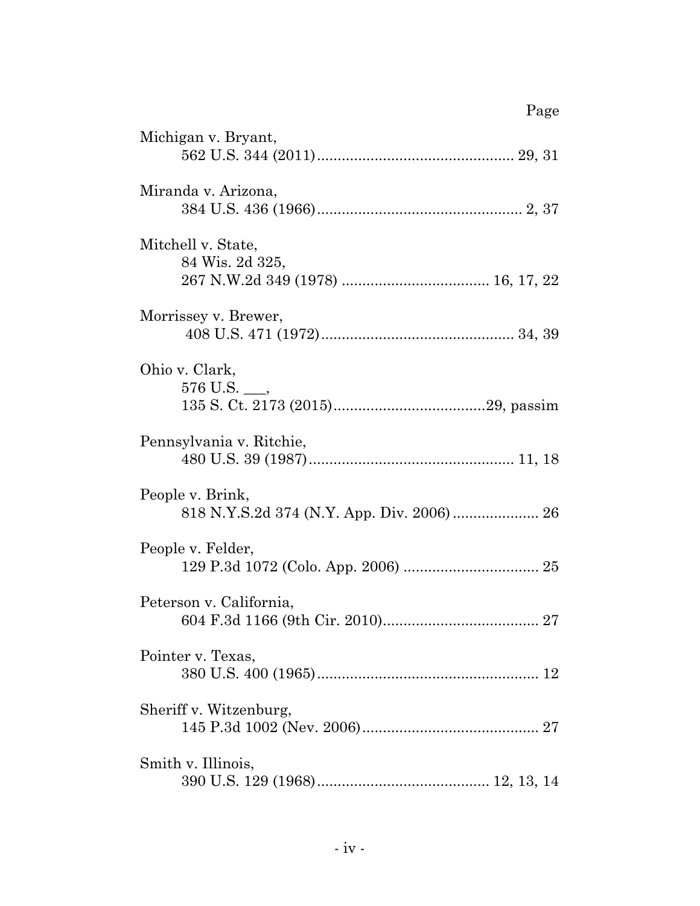Page

Michigan v. Bryant,
562 U.S. 344 (2011)................................................ 29, 31

Miranda v. Arizona,
384 U.S. 436 (1966).................................................. 2, 37

Mitchell v. State,
84 Wis. 2d 325,
267 N.W.2d 349 (1978) .................................... 16, 17, 22

Morrissey v. Brewer,
408 U.S. 471 (1972)............................................... 34, 39

Ohio v. Clark,
576 U.S. ___,
135 S. Ct. 2173 (2015).....................................29, passim

Pennsylvania v. Ritchie,
480 U.S. 39 (1987)................................................. 11, 18

People v. Brink,
818 N.Y.S.2d 374 (N.Y. App. Div. 2006) ..................... 26

People v. Felder,
129 P.3d 1072 (Colo. App. 2006) ................................. 25

Peterson v. California,
604 F.3d 1166 (9th Cir. 2010)...................................... 27

Pointer v. Texas,
380 U.S. 400 (1965)...................................................... 12

Sheriff v. Witzenburg,
145 P.3d 1002 (Nev. 2006)........................................... 27

Smith v. Illinois,
390 U.S. 129 (1968)......................................... 12, 13, 14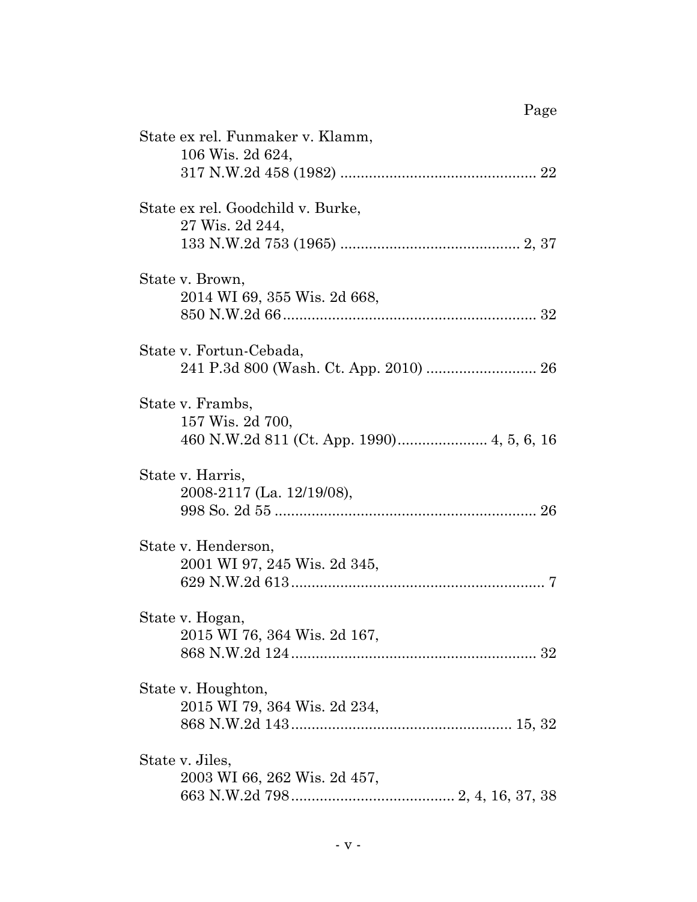Page

State ex rel. Funmaker v. Klamm,
106 Wis. 2d 624,
317 N.W.2d 458 (1982) ................................................ 22

State ex rel. Goodchild v. Burke,
27 Wis. 2d 244,
133 N.W.2d 753 (1965) ........................................... 2, 37

State v. Brown,
2014 WI 69, 355 Wis. 2d 668,
850 N.W.2d 66............................................................. 32

State v. Fortun-Cebada,
241 P.3d 800 (Wash. Ct. App. 2010) .......................... 26

State v. Frambs,
157 Wis. 2d 700,
460 N.W.2d 811 (Ct. App. 1990)..................... 4, 5, 6, 16

State v. Harris,
2008-2117 (La. 12/19/08),
998 So. 2d 55 ............................................................... 26

State v. Henderson,
2001 WI 97, 245 Wis. 2d 345,
629 N.W.2d 613............................................................. 7

State v. Hogan,
2015 WI 76, 364 Wis. 2d 167,
868 N.W.2d 124........................................................... 32

State v. Houghton,
2015 WI 79, 364 Wis. 2d 234,
868 N.W.2d 143..................................................... 15, 32

State v. Jiles,
2003 WI 66, 262 Wis. 2d 457,
663 N.W.2d 798....................................... 2, 4, 16, 37, 38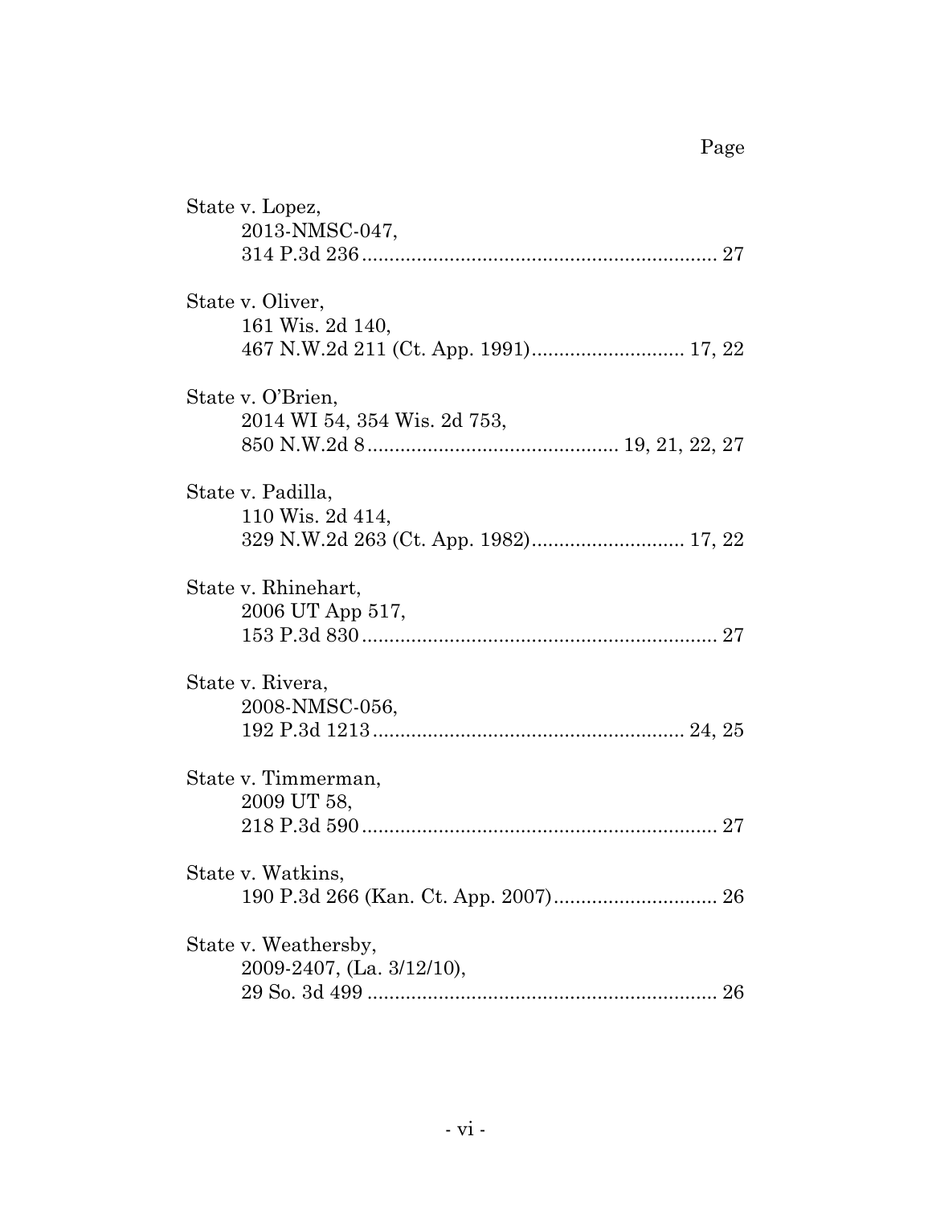Page

State v. Lopez,
2013-NMSC-047,
314 P.3d 236 ........................................................... 27

State v. Oliver,
161 Wis. 2d 140,
467 N.W.2d 211 (Ct. App. 1991)............................ 17, 22

State v. O'Brien,
2014 WI 54, 354 Wis. 2d 753,
850 N.W.2d 8 ............................................ 19, 21, 22, 27

State v. Padilla,
110 Wis. 2d 414,
329 N.W.2d 263 (Ct. App. 1982)............................ 17, 22

State v. Rhinehart,
2006 UT App 517,
153 P.3d 830 ........................................................... 27

State v. Rivera,
2008-NMSC-056,
192 P.3d 1213 ..................................................... 24, 25

State v. Timmerman,
2009 UT 58,
218 P.3d 590 ........................................................... 27

State v. Watkins,
190 P.3d 266 (Kan. Ct. App. 2007)............................... 26

State v. Weathersby,
2009-2407, (La. 3/12/10),
29 So. 3d 499 ........................................................... 26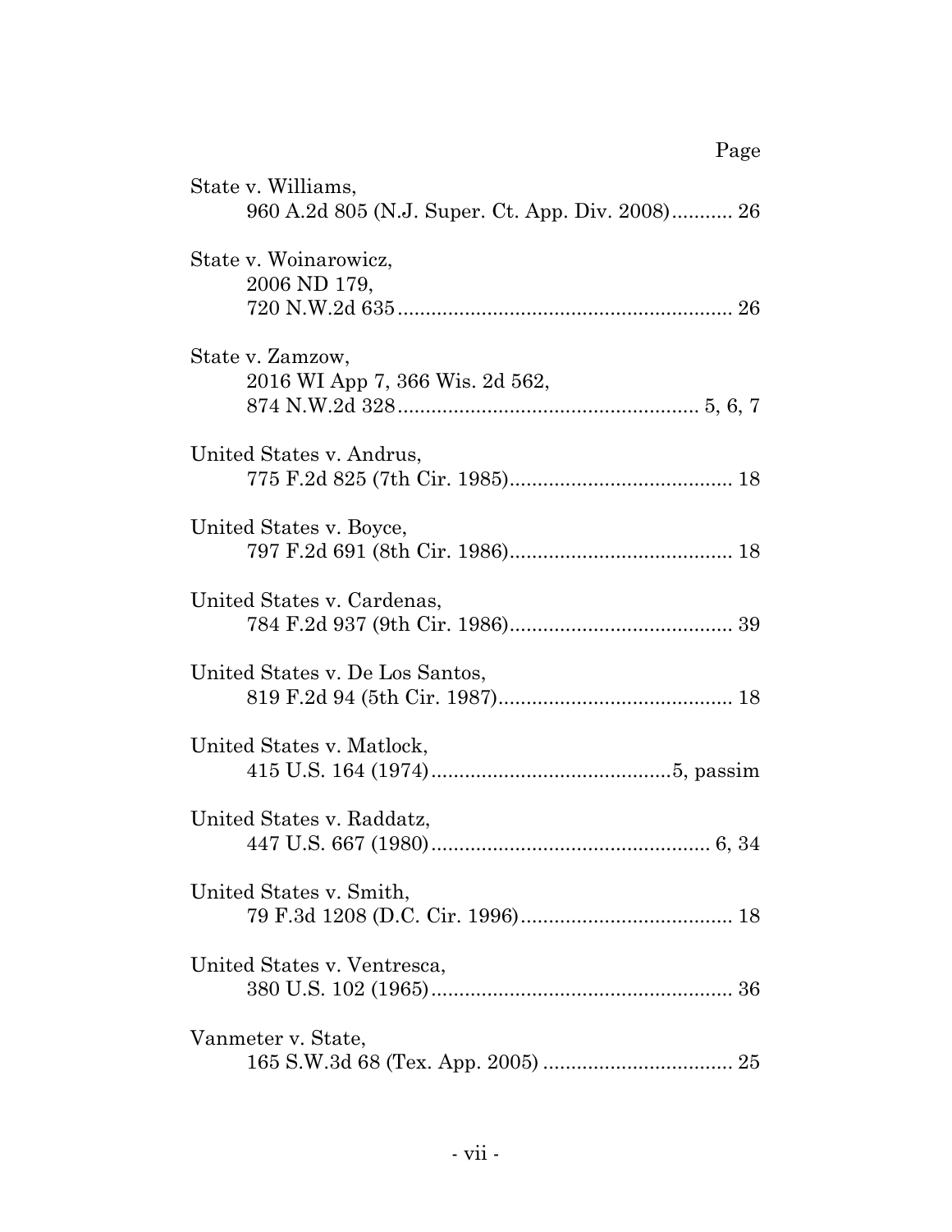Page

State v. Williams,
960 A.2d 805 (N.J. Super. Ct. App. Div. 2008)........... 26

State v. Woinarowicz,
2006 ND 179,
720 N.W.2d 635............................................................ 26

State v. Zamzow,
2016 WI App 7, 366 Wis. 2d 562,
874 N.W.2d 328...................................................... 5, 6, 7

United States v. Andrus,
775 F.2d 825 (7th Cir. 1985)........................................ 18

United States v. Boyce,
797 F.2d 691 (8th Cir. 1986)........................................ 18

United States v. Cardenas,
784 F.2d 937 (9th Cir. 1986)........................................ 39

United States v. De Los Santos,
819 F.2d 94 (5th Cir. 1987).......................................... 18

United States v. Matlock,
415 U.S. 164 (1974)...........................................5, passim

United States v. Raddatz,
447 U.S. 667 (1980).................................................. 6, 34

United States v. Smith,
79 F.3d 1208 (D.C. Cir. 1996)...................................... 18

United States v. Ventresca,
380 U.S. 102 (1965)...................................................... 36

Vanmeter v. State,
165 S.W.3d 68 (Tex. App. 2005) .................................. 25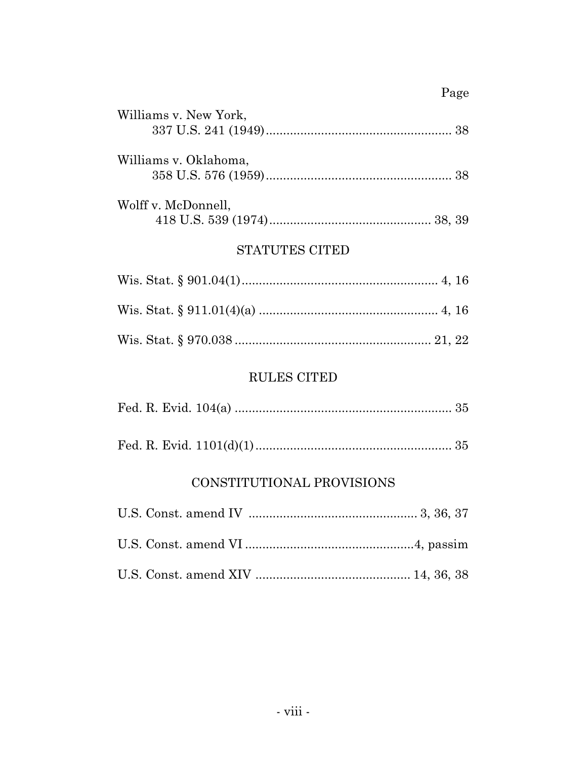Page

Williams v. New York,
337 U.S. 241 (1949) ..................................................... 38

Williams v. Oklahoma,
358 U.S. 576 (1959) ..................................................... 38

Wolff v. McDonnell,
418 U.S. 539 (1974) ............................................... 38, 39

## STATUTES CITED

Wis. Stat. § 901.04(1) ......................................................... 4, 16

Wis. Stat. § 911.01(4)(a) .................................................... 4, 16

Wis. Stat. § 970.038 ......................................................... 21, 22

## RULES CITED

Fed. R. Evid. 104(a) ............................................................... 35

Fed. R. Evid. 1101(d)(1) ......................................................... 35

## CONSTITUTIONAL PROVISIONS

U.S. Const. amend IV ................................................ 3, 36, 37

U.S. Const. amend VI ................................................4, passim

U.S. Const. amend XIV ............................................ 14, 36, 38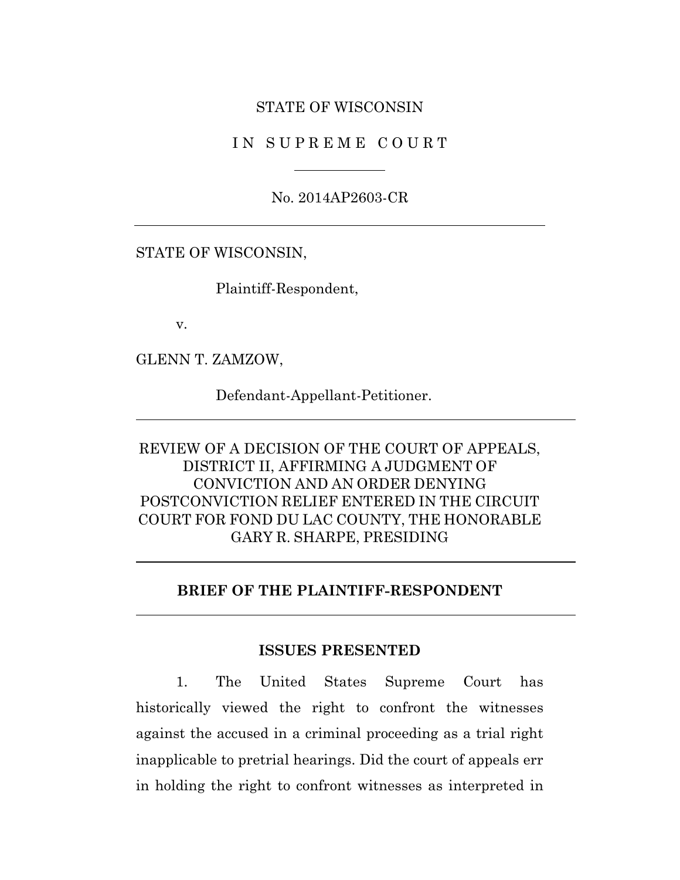STATE OF WISCONSIN

I N  S U P R E M E  C O U R T

No. 2014AP2603-CR

---

STATE OF WISCONSIN,

Plaintiff-Respondent,

v.

GLENN T. ZAMZOW,

Defendant-Appellant-Petitioner.

---

REVIEW OF A DECISION OF THE COURT OF APPEALS, DISTRICT II, AFFIRMING A JUDGMENT OF CONVICTION AND AN ORDER DENYING POSTCONVICTION RELIEF ENTERED IN THE CIRCUIT COURT FOR FOND DU LAC COUNTY, THE HONORABLE GARY R. SHARPE, PRESIDING

---

**BRIEF OF THE PLAINTIFF-RESPONDENT**

---

**ISSUES PRESENTED**

1. The United States Supreme Court has historically viewed the right to confront the witnesses against the accused in a criminal proceeding as a trial right inapplicable to pretrial hearings. Did the court of appeals err in holding the right to confront witnesses as interpreted in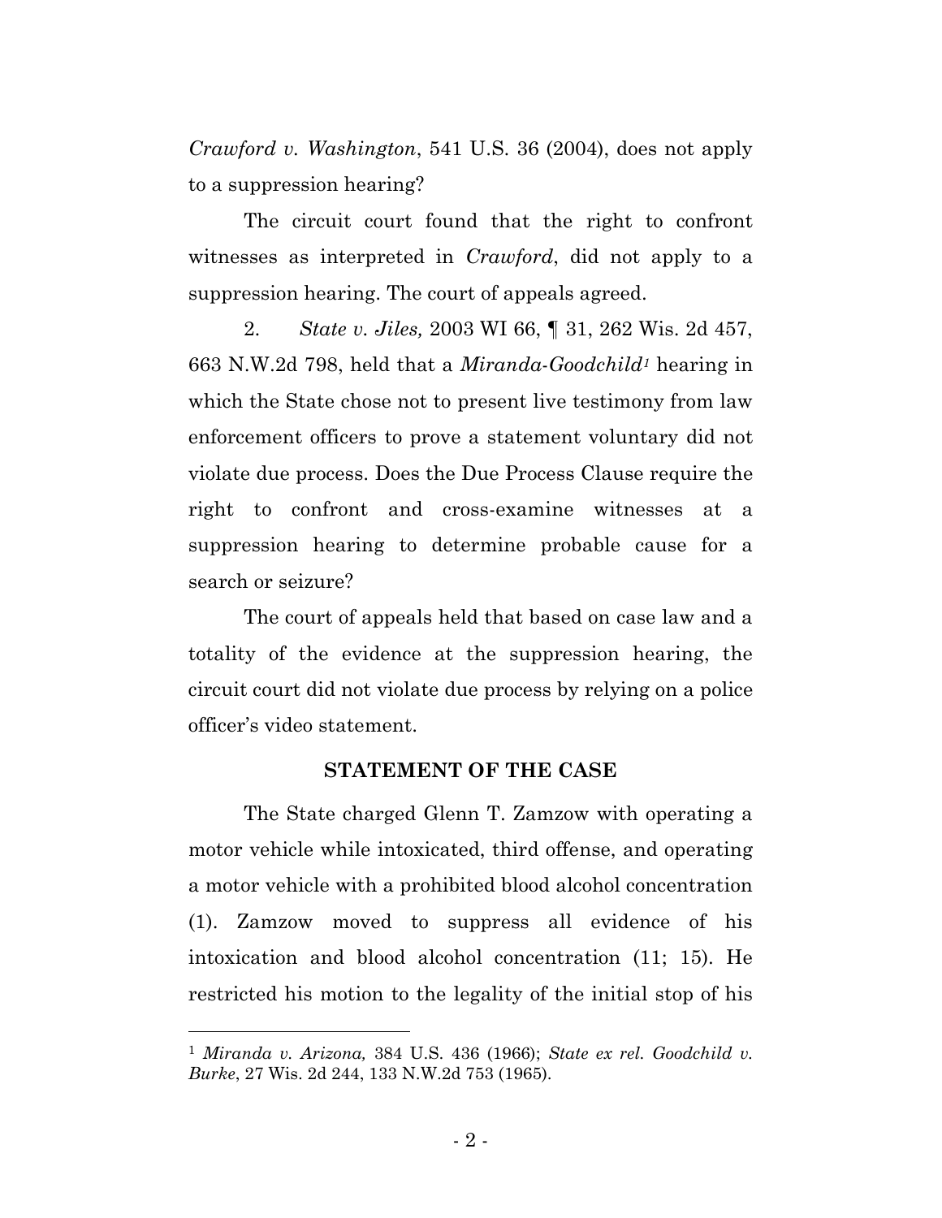*Crawford v. Washington*, 541 U.S. 36 (2004), does not apply to a suppression hearing?

The circuit court found that the right to confront witnesses as interpreted in *Crawford*, did not apply to a suppression hearing. The court of appeals agreed.

2. *State v. Jiles,* 2003 WI 66, ¶ 31, 262 Wis. 2d 457, 663 N.W.2d 798, held that a *Miranda-Goodchild*[1] hearing in which the State chose not to present live testimony from law enforcement officers to prove a statement voluntary did not violate due process. Does the Due Process Clause require the right to confront and cross-examine witnesses at a suppression hearing to determine probable cause for a search or seizure?

The court of appeals held that based on case law and a totality of the evidence at the suppression hearing, the circuit court did not violate due process by relying on a police officer's video statement.

## STATEMENT OF THE CASE

The State charged Glenn T. Zamzow with operating a motor vehicle while intoxicated, third offense, and operating a motor vehicle with a prohibited blood alcohol concentration (1). Zamzow moved to suppress all evidence of his intoxication and blood alcohol concentration (11; 15). He restricted his motion to the legality of the initial stop of his

---

[1] *Miranda v. Arizona,* 384 U.S. 436 (1966); *State ex rel. Goodchild v. Burke*, 27 Wis. 2d 244, 133 N.W.2d 753 (1965).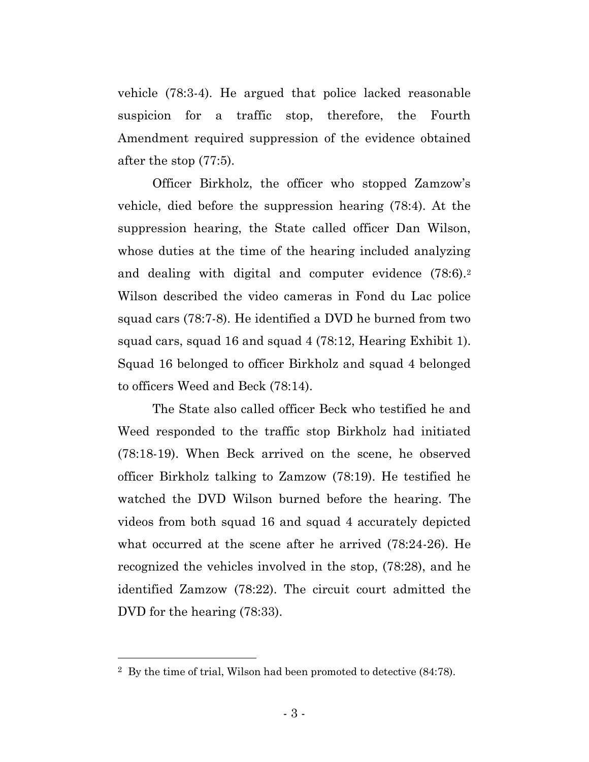vehicle (78:3-4). He argued that police lacked reasonable suspicion for a traffic stop, therefore, the Fourth Amendment required suppression of the evidence obtained after the stop (77:5).

Officer Birkholz, the officer who stopped Zamzow's vehicle, died before the suppression hearing (78:4). At the suppression hearing, the State called officer Dan Wilson, whose duties at the time of the hearing included analyzing and dealing with digital and computer evidence (78:6).[2] Wilson described the video cameras in Fond du Lac police squad cars (78:7-8). He identified a DVD he burned from two squad cars, squad 16 and squad 4 (78:12, Hearing Exhibit 1). Squad 16 belonged to officer Birkholz and squad 4 belonged to officers Weed and Beck (78:14).

The State also called officer Beck who testified he and Weed responded to the traffic stop Birkholz had initiated (78:18-19). When Beck arrived on the scene, he observed officer Birkholz talking to Zamzow (78:19). He testified he watched the DVD Wilson burned before the hearing. The videos from both squad 16 and squad 4 accurately depicted what occurred at the scene after he arrived (78:24-26). He recognized the vehicles involved in the stop, (78:28), and he identified Zamzow (78:22). The circuit court admitted the DVD for the hearing (78:33).

---

[2] By the time of trial, Wilson had been promoted to detective (84:78).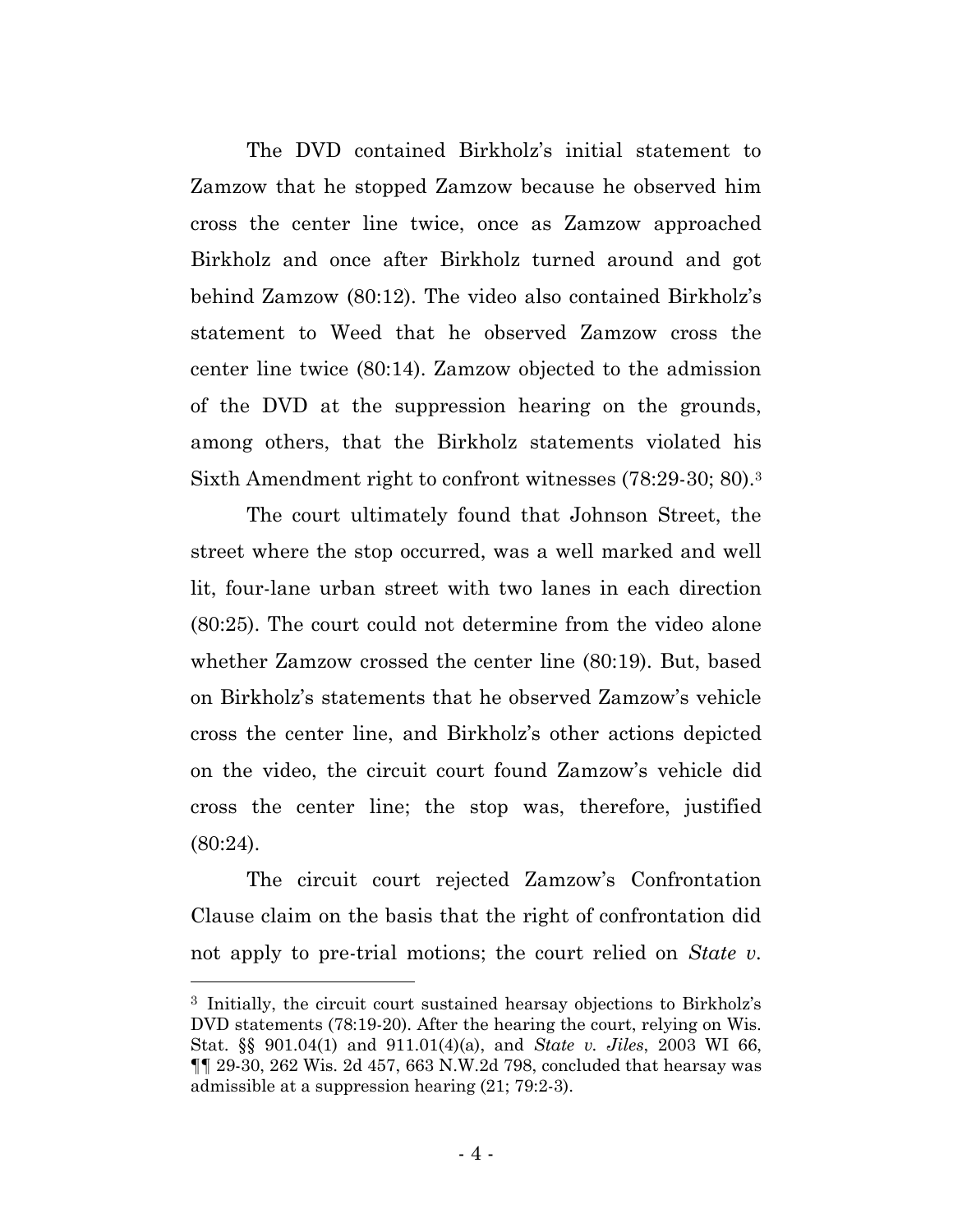The DVD contained Birkholz's initial statement to Zamzow that he stopped Zamzow because he observed him cross the center line twice, once as Zamzow approached Birkholz and once after Birkholz turned around and got behind Zamzow (80:12). The video also contained Birkholz's statement to Weed that he observed Zamzow cross the center line twice (80:14). Zamzow objected to the admission of the DVD at the suppression hearing on the grounds, among others, that the Birkholz statements violated his Sixth Amendment right to confront witnesses (78:29-30; 80).[3]

The court ultimately found that Johnson Street, the street where the stop occurred, was a well marked and well lit, four-lane urban street with two lanes in each direction (80:25). The court could not determine from the video alone whether Zamzow crossed the center line (80:19). But, based on Birkholz's statements that he observed Zamzow's vehicle cross the center line, and Birkholz's other actions depicted on the video, the circuit court found Zamzow's vehicle did cross the center line; the stop was, therefore, justified (80:24).

The circuit court rejected Zamzow's Confrontation Clause claim on the basis that the right of confrontation did not apply to pre-trial motions; the court relied on *State v.*

---

[3] Initially, the circuit court sustained hearsay objections to Birkholz's DVD statements (78:19-20). After the hearing the court, relying on Wis. Stat. §§ 901.04(1) and 911.01(4)(a), and *State v. Jiles*, 2003 WI 66, ¶¶ 29-30, 262 Wis. 2d 457, 663 N.W.2d 798, concluded that hearsay was admissible at a suppression hearing (21; 79:2-3).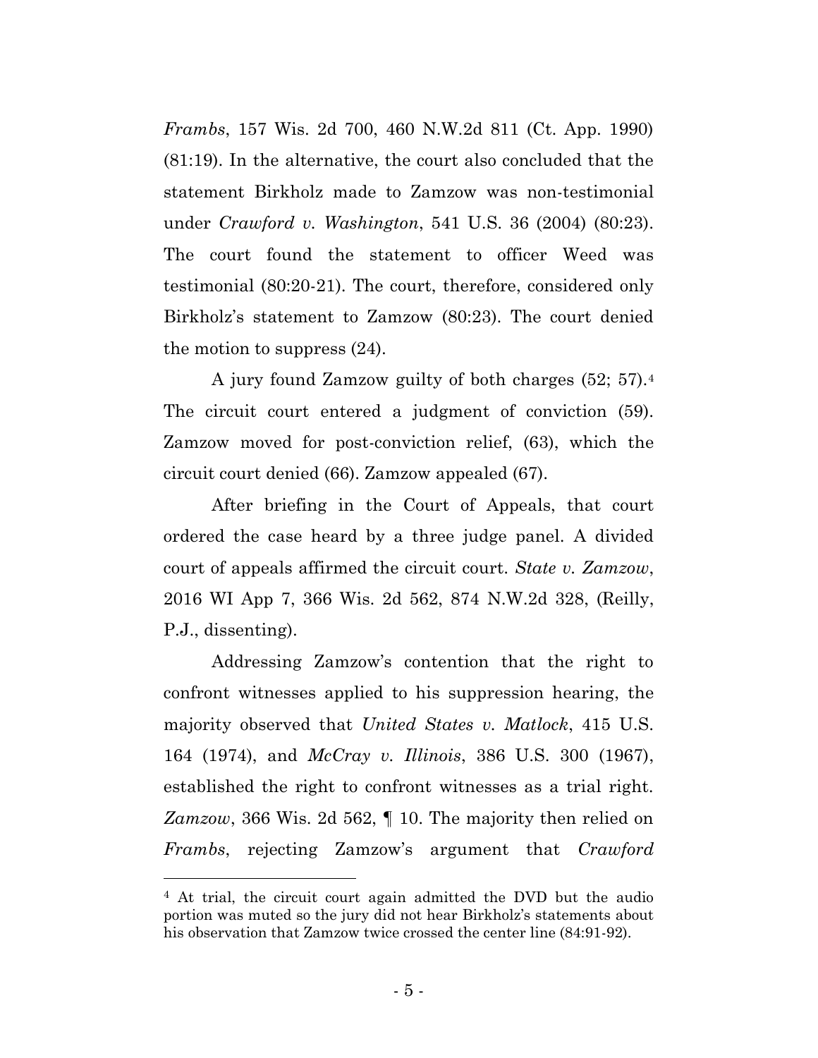*Frambs*, 157 Wis. 2d 700, 460 N.W.2d 811 (Ct. App. 1990) (81:19). In the alternative, the court also concluded that the statement Birkholz made to Zamzow was non-testimonial under *Crawford v. Washington*, 541 U.S. 36 (2004) (80:23). The court found the statement to officer Weed was testimonial (80:20-21). The court, therefore, considered only Birkholz's statement to Zamzow (80:23). The court denied the motion to suppress (24).

A jury found Zamzow guilty of both charges (52; 57).[4] The circuit court entered a judgment of conviction (59). Zamzow moved for post-conviction relief, (63), which the circuit court denied (66). Zamzow appealed (67).

After briefing in the Court of Appeals, that court ordered the case heard by a three judge panel. A divided court of appeals affirmed the circuit court. *State v. Zamzow*, 2016 WI App 7, 366 Wis. 2d 562, 874 N.W.2d 328, (Reilly, P.J., dissenting).

Addressing Zamzow's contention that the right to confront witnesses applied to his suppression hearing, the majority observed that *United States v. Matlock*, 415 U.S. 164 (1974), and *McCray v. Illinois*, 386 U.S. 300 (1967), established the right to confront witnesses as a trial right. *Zamzow*, 366 Wis. 2d 562, ¶ 10. The majority then relied on *Frambs*, rejecting Zamzow's argument that *Crawford*

---

[4] At trial, the circuit court again admitted the DVD but the audio portion was muted so the jury did not hear Birkholz's statements about his observation that Zamzow twice crossed the center line (84:91-92).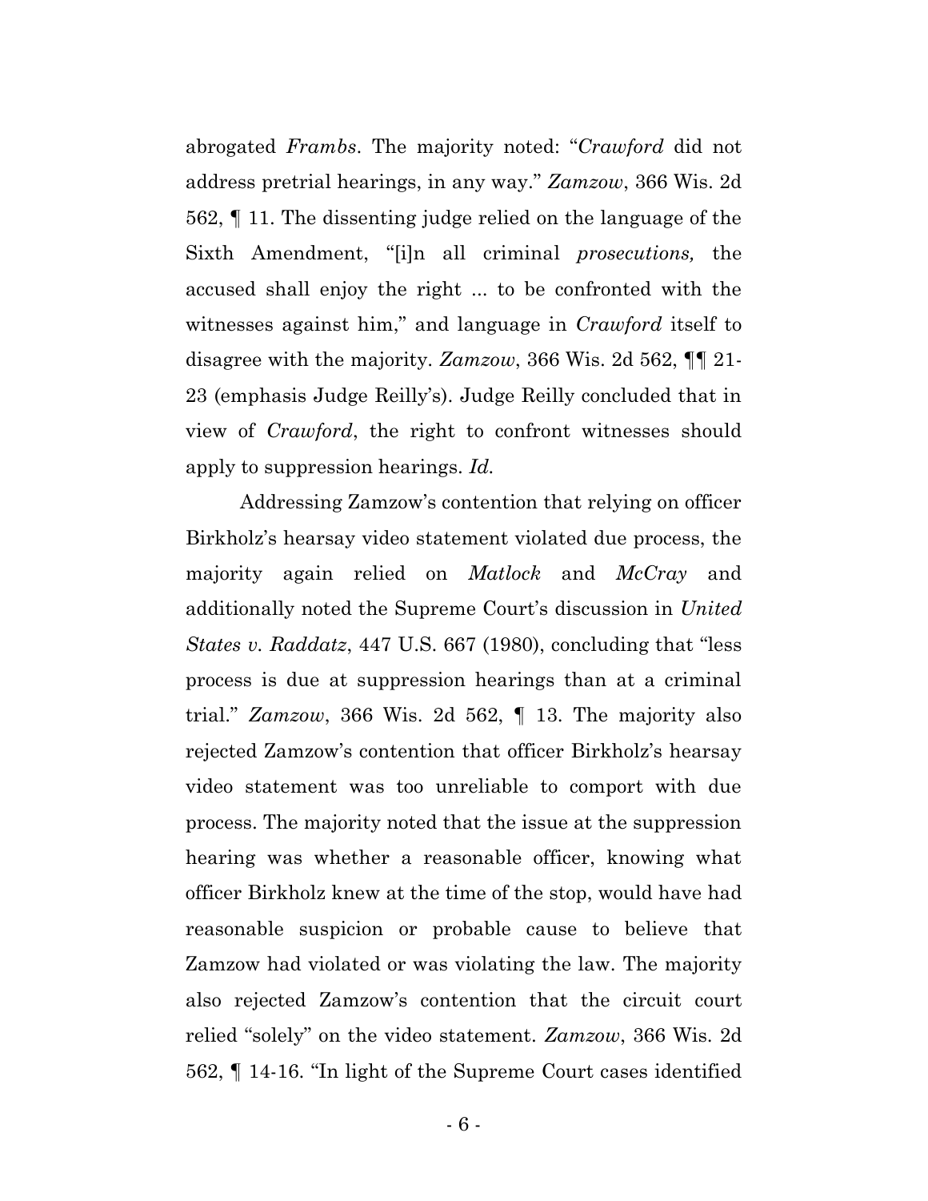abrogated *Frambs*. The majority noted: "*Crawford* did not address pretrial hearings, in any way." *Zamzow*, 366 Wis. 2d 562, ¶ 11. The dissenting judge relied on the language of the Sixth Amendment, "[i]n all criminal *prosecutions,* the accused shall enjoy the right ... to be confronted with the witnesses against him," and language in *Crawford* itself to disagree with the majority. *Zamzow*, 366 Wis. 2d 562, ¶¶ 21-23 (emphasis Judge Reilly's). Judge Reilly concluded that in view of *Crawford*, the right to confront witnesses should apply to suppression hearings. *Id.*

Addressing Zamzow's contention that relying on officer Birkholz's hearsay video statement violated due process, the majority again relied on *Matlock* and *McCray* and additionally noted the Supreme Court's discussion in *United States v. Raddatz*, 447 U.S. 667 (1980), concluding that "less process is due at suppression hearings than at a criminal trial." *Zamzow*, 366 Wis. 2d 562, ¶ 13. The majority also rejected Zamzow's contention that officer Birkholz's hearsay video statement was too unreliable to comport with due process. The majority noted that the issue at the suppression hearing was whether a reasonable officer, knowing what officer Birkholz knew at the time of the stop, would have had reasonable suspicion or probable cause to believe that Zamzow had violated or was violating the law. The majority also rejected Zamzow's contention that the circuit court relied "solely" on the video statement. *Zamzow*, 366 Wis. 2d 562, ¶ 14-16. "In light of the Supreme Court cases identified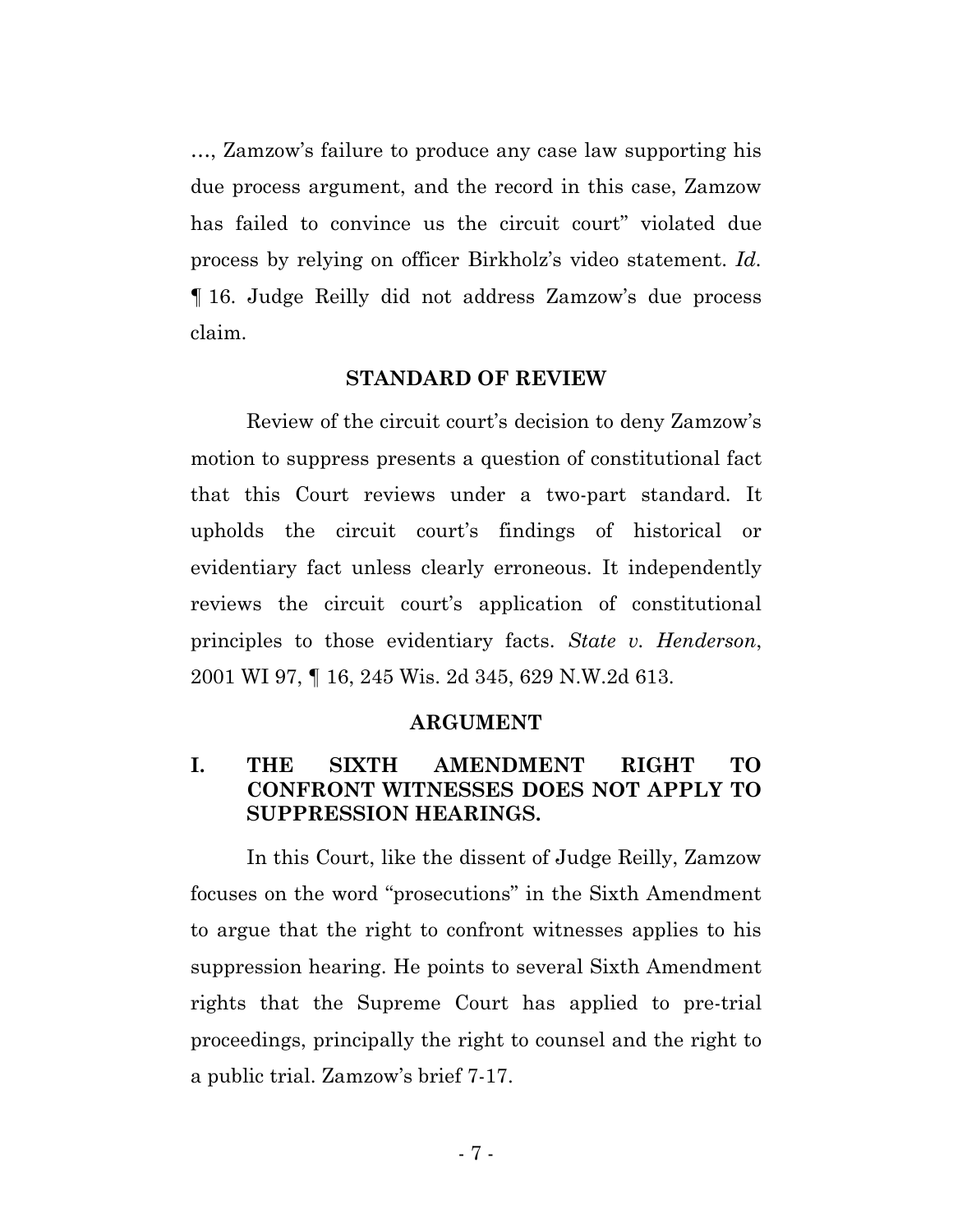…, Zamzow's failure to produce any case law supporting his due process argument, and the record in this case, Zamzow has failed to convince us the circuit court" violated due process by relying on officer Birkholz's video statement. *Id.* ¶ 16. Judge Reilly did not address Zamzow's due process claim.

## STANDARD OF REVIEW

Review of the circuit court's decision to deny Zamzow's motion to suppress presents a question of constitutional fact that this Court reviews under a two-part standard. It upholds the circuit court's findings of historical or evidentiary fact unless clearly erroneous. It independently reviews the circuit court's application of constitutional principles to those evidentiary facts. *State v. Henderson*, 2001 WI 97, ¶ 16, 245 Wis. 2d 345, 629 N.W.2d 613.

## ARGUMENT

### I. THE SIXTH AMENDMENT RIGHT TO CONFRONT WITNESSES DOES NOT APPLY TO SUPPRESSION HEARINGS.

In this Court, like the dissent of Judge Reilly, Zamzow focuses on the word "prosecutions" in the Sixth Amendment to argue that the right to confront witnesses applies to his suppression hearing. He points to several Sixth Amendment rights that the Supreme Court has applied to pre-trial proceedings, principally the right to counsel and the right to a public trial. Zamzow's brief 7-17.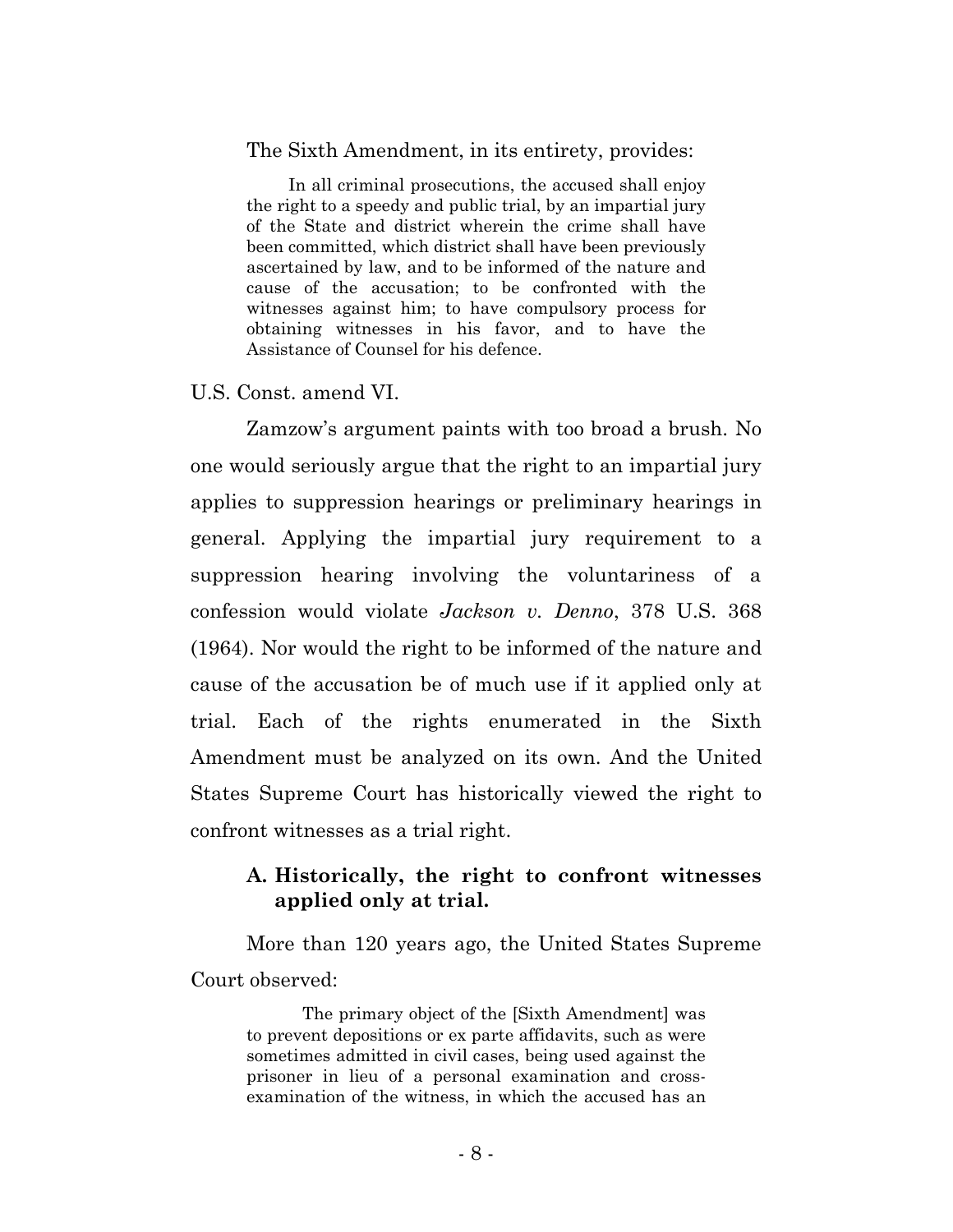The Sixth Amendment, in its entirety, provides:

> In all criminal prosecutions, the accused shall enjoy the right to a speedy and public trial, by an impartial jury of the State and district wherein the crime shall have been committed, which district shall have been previously ascertained by law, and to be informed of the nature and cause of the accusation; to be confronted with the witnesses against him; to have compulsory process for obtaining witnesses in his favor, and to have the Assistance of Counsel for his defence.

U.S. Const. amend VI.

Zamzow's argument paints with too broad a brush. No one would seriously argue that the right to an impartial jury applies to suppression hearings or preliminary hearings in general. Applying the impartial jury requirement to a suppression hearing involving the voluntariness of a confession would violate *Jackson v. Denno*, 378 U.S. 368 (1964). Nor would the right to be informed of the nature and cause of the accusation be of much use if it applied only at trial. Each of the rights enumerated in the Sixth Amendment must be analyzed on its own. And the United States Supreme Court has historically viewed the right to confront witnesses as a trial right.

### A. Historically, the right to confront witnesses applied only at trial.

More than 120 years ago, the United States Supreme Court observed:

> The primary object of the [Sixth Amendment] was to prevent depositions or ex parte affidavits, such as were sometimes admitted in civil cases, being used against the prisoner in lieu of a personal examination and cross-examination of the witness, in which the accused has an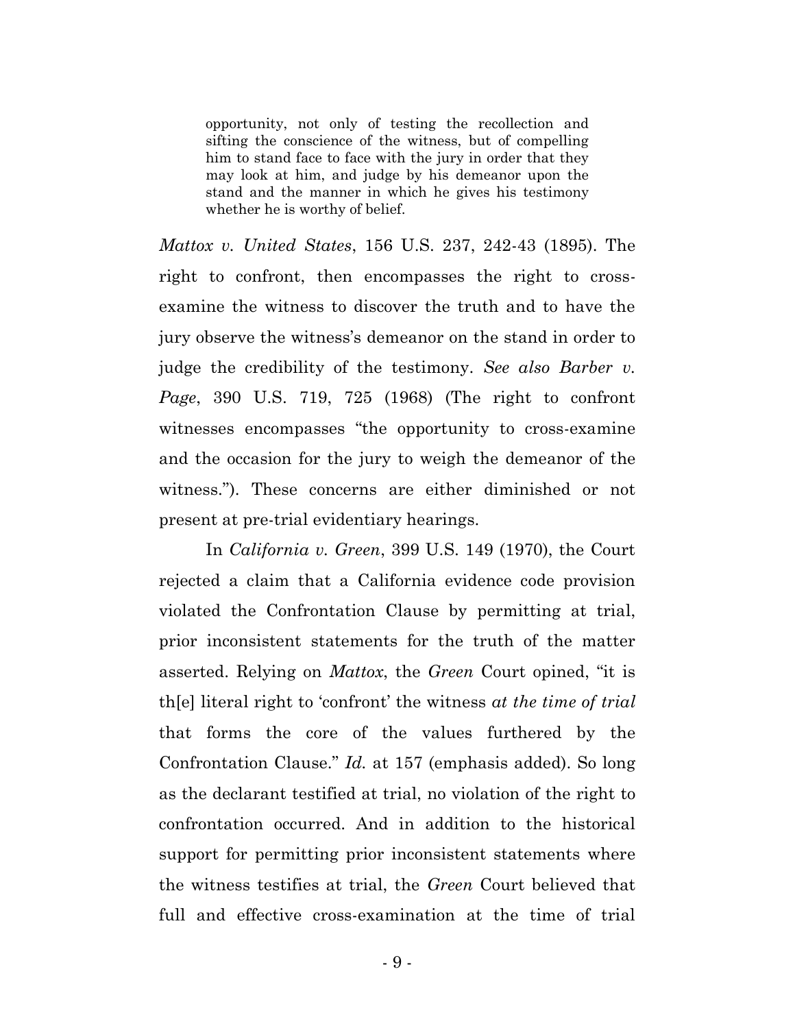> opportunity, not only of testing the recollection and sifting the conscience of the witness, but of compelling him to stand face to face with the jury in order that they may look at him, and judge by his demeanor upon the stand and the manner in which he gives his testimony whether he is worthy of belief.

*Mattox v. United States*, 156 U.S. 237, 242-43 (1895). The right to confront, then encompasses the right to cross-examine the witness to discover the truth and to have the jury observe the witness's demeanor on the stand in order to judge the credibility of the testimony. *See also Barber v. Page*, 390 U.S. 719, 725 (1968) (The right to confront witnesses encompasses "the opportunity to cross-examine and the occasion for the jury to weigh the demeanor of the witness."). These concerns are either diminished or not present at pre-trial evidentiary hearings.

In *California v. Green*, 399 U.S. 149 (1970), the Court rejected a claim that a California evidence code provision violated the Confrontation Clause by permitting at trial, prior inconsistent statements for the truth of the matter asserted. Relying on *Mattox*, the *Green* Court opined, "it is th[e] literal right to 'confront' the witness *at the time of trial* that forms the core of the values furthered by the Confrontation Clause." *Id.* at 157 (emphasis added). So long as the declarant testified at trial, no violation of the right to confrontation occurred. And in addition to the historical support for permitting prior inconsistent statements where the witness testifies at trial, the *Green* Court believed that full and effective cross-examination at the time of trial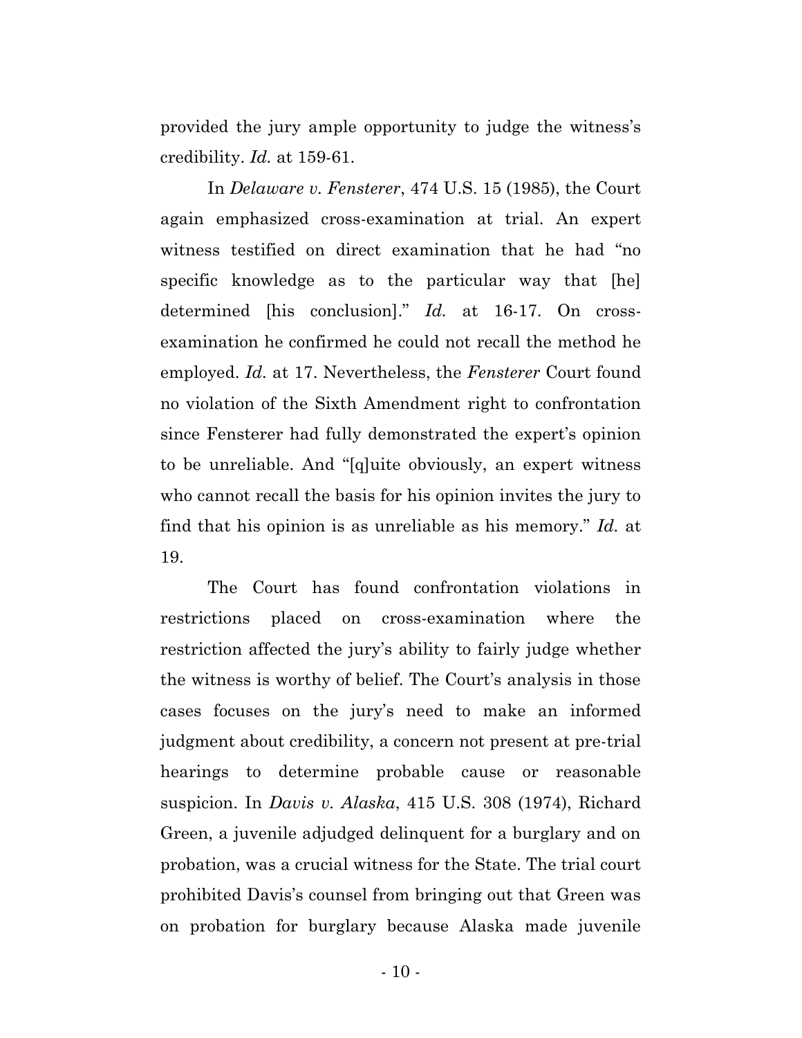provided the jury ample opportunity to judge the witness's credibility. *Id.* at 159-61.

In *Delaware v. Fensterer*, 474 U.S. 15 (1985), the Court again emphasized cross-examination at trial. An expert witness testified on direct examination that he had "no specific knowledge as to the particular way that [he] determined [his conclusion]." *Id.* at 16-17. On cross-examination he confirmed he could not recall the method he employed. *Id.* at 17. Nevertheless, the *Fensterer* Court found no violation of the Sixth Amendment right to confrontation since Fensterer had fully demonstrated the expert's opinion to be unreliable. And "[q]uite obviously, an expert witness who cannot recall the basis for his opinion invites the jury to find that his opinion is as unreliable as his memory." *Id.* at 19.

The Court has found confrontation violations in restrictions placed on cross-examination where the restriction affected the jury's ability to fairly judge whether the witness is worthy of belief. The Court's analysis in those cases focuses on the jury's need to make an informed judgment about credibility, a concern not present at pre-trial hearings to determine probable cause or reasonable suspicion. In *Davis v. Alaska*, 415 U.S. 308 (1974), Richard Green, a juvenile adjudged delinquent for a burglary and on probation, was a crucial witness for the State. The trial court prohibited Davis's counsel from bringing out that Green was on probation for burglary because Alaska made juvenile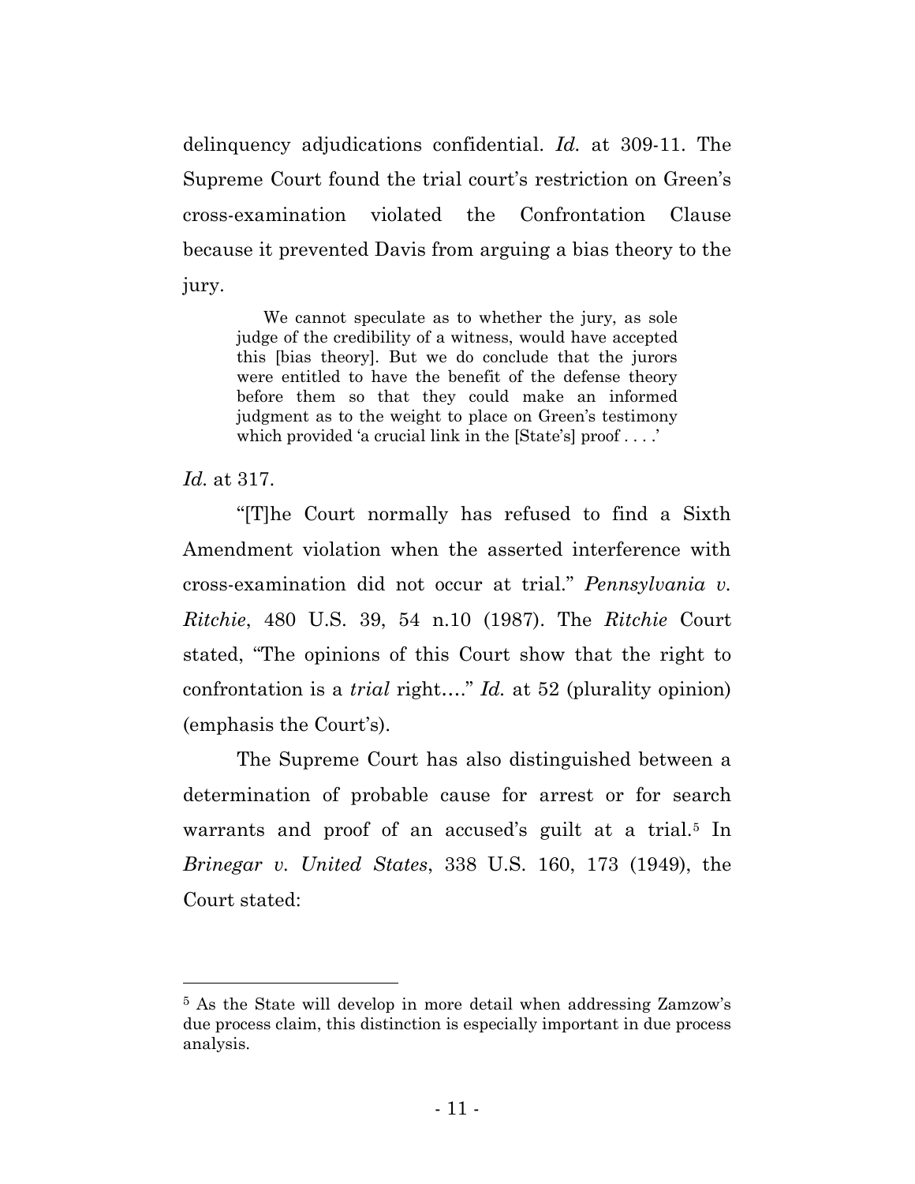delinquency adjudications confidential. *Id.* at 309-11. The Supreme Court found the trial court's restriction on Green's cross-examination violated the Confrontation Clause because it prevented Davis from arguing a bias theory to the jury.

> We cannot speculate as to whether the jury, as sole judge of the credibility of a witness, would have accepted this [bias theory]. But we do conclude that the jurors were entitled to have the benefit of the defense theory before them so that they could make an informed judgment as to the weight to place on Green's testimony which provided 'a crucial link in the [State's] proof . . . .'

*Id.* at 317.

"[T]he Court normally has refused to find a Sixth Amendment violation when the asserted interference with cross-examination did not occur at trial." *Pennsylvania v. Ritchie*, 480 U.S. 39, 54 n.10 (1987). The *Ritchie* Court stated, "The opinions of this Court show that the right to confrontation is a *trial* right…." *Id.* at 52 (plurality opinion) (emphasis the Court's).

The Supreme Court has also distinguished between a determination of probable cause for arrest or for search warrants and proof of an accused's guilt at a trial.[5] In *Brinegar v. United States*, 338 U.S. 160, 173 (1949), the Court stated:

---

[5] As the State will develop in more detail when addressing Zamzow's due process claim, this distinction is especially important in due process analysis.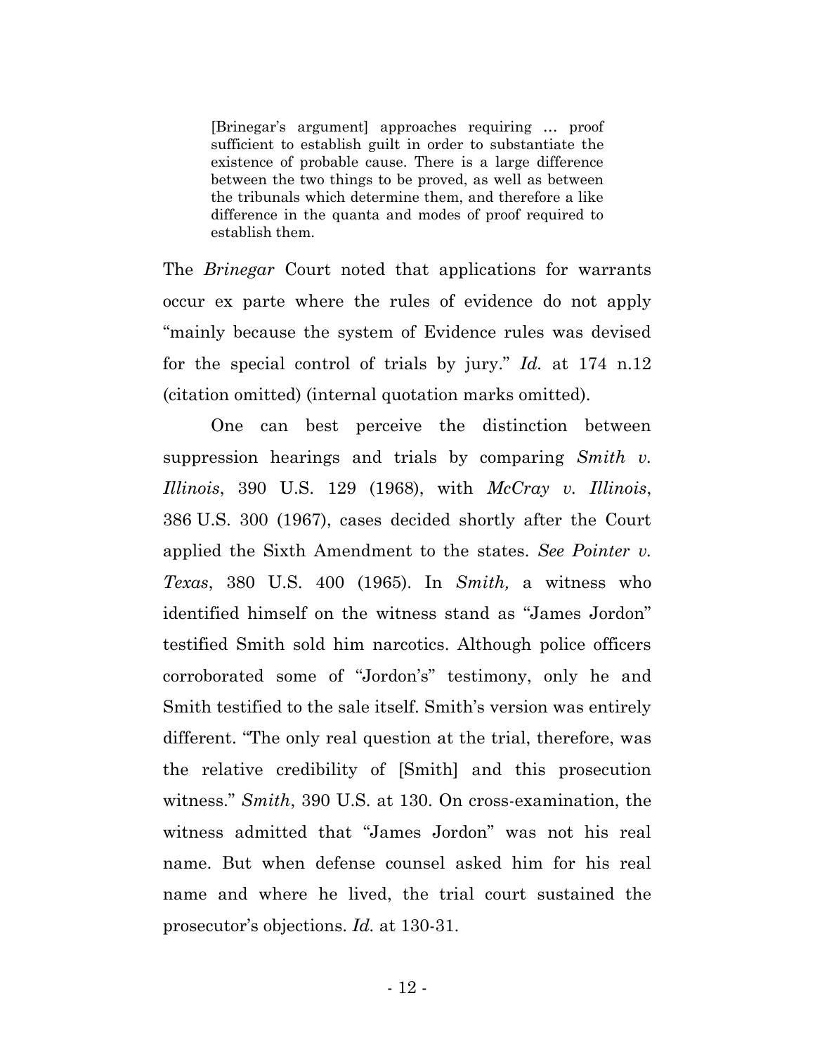> [Brinegar's argument] approaches requiring … proof sufficient to establish guilt in order to substantiate the existence of probable cause. There is a large difference between the two things to be proved, as well as between the tribunals which determine them, and therefore a like difference in the quanta and modes of proof required to establish them.

The *Brinegar* Court noted that applications for warrants occur ex parte where the rules of evidence do not apply "mainly because the system of Evidence rules was devised for the special control of trials by jury." *Id.* at 174 n.12 (citation omitted) (internal quotation marks omitted).

One can best perceive the distinction between suppression hearings and trials by comparing *Smith v. Illinois*, 390 U.S. 129 (1968), with *McCray v. Illinois*, 386 U.S. 300 (1967), cases decided shortly after the Court applied the Sixth Amendment to the states. *See Pointer v. Texas*, 380 U.S. 400 (1965). In *Smith,* a witness who identified himself on the witness stand as "James Jordon" testified Smith sold him narcotics. Although police officers corroborated some of "Jordon's" testimony, only he and Smith testified to the sale itself. Smith's version was entirely different. "The only real question at the trial, therefore, was the relative credibility of [Smith] and this prosecution witness." *Smith*, 390 U.S. at 130. On cross-examination, the witness admitted that "James Jordon" was not his real name. But when defense counsel asked him for his real name and where he lived, the trial court sustained the prosecutor's objections. *Id.* at 130-31.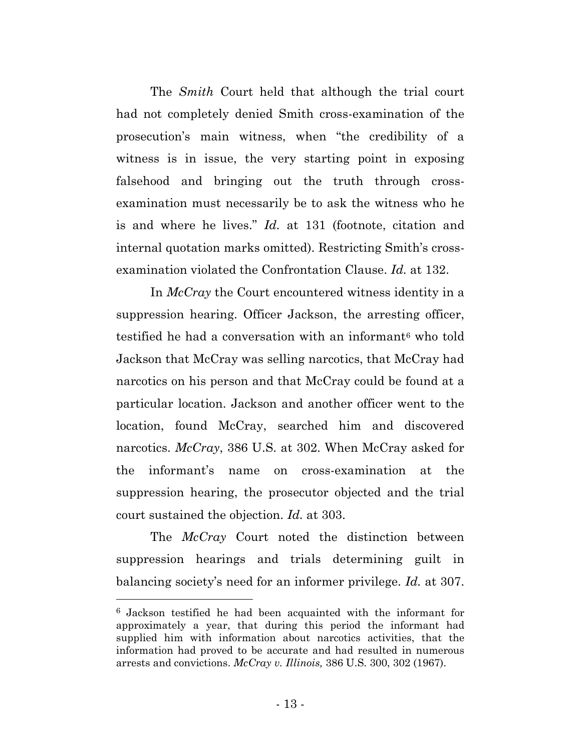The *Smith* Court held that although the trial court had not completely denied Smith cross-examination of the prosecution's main witness, when "the credibility of a witness is in issue, the very starting point in exposing falsehood and bringing out the truth through cross-examination must necessarily be to ask the witness who he is and where he lives." *Id.* at 131 (footnote, citation and internal quotation marks omitted). Restricting Smith's cross-examination violated the Confrontation Clause. *Id.* at 132.

In *McCray* the Court encountered witness identity in a suppression hearing. Officer Jackson, the arresting officer, testified he had a conversation with an informant[6] who told Jackson that McCray was selling narcotics, that McCray had narcotics on his person and that McCray could be found at a particular location. Jackson and another officer went to the location, found McCray, searched him and discovered narcotics. *McCray*, 386 U.S. at 302. When McCray asked for the informant's name on cross-examination at the suppression hearing, the prosecutor objected and the trial court sustained the objection. *Id.* at 303.

The *McCray* Court noted the distinction between suppression hearings and trials determining guilt in balancing society's need for an informer privilege. *Id.* at 307.

---

[6] Jackson testified he had been acquainted with the informant for approximately a year, that during this period the informant had supplied him with information about narcotics activities, that the information had proved to be accurate and had resulted in numerous arrests and convictions. *McCray v. Illinois,* 386 U.S. 300, 302 (1967).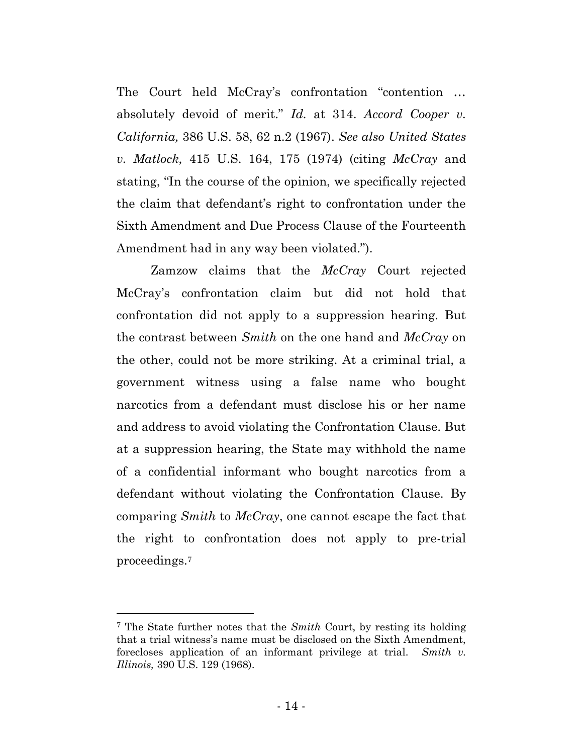The Court held McCray's confrontation "contention … absolutely devoid of merit." *Id.* at 314. *Accord Cooper v. California,* 386 U.S. 58, 62 n.2 (1967). *See also United States v. Matlock,* 415 U.S. 164, 175 (1974) (citing *McCray* and stating, "In the course of the opinion, we specifically rejected the claim that defendant's right to confrontation under the Sixth Amendment and Due Process Clause of the Fourteenth Amendment had in any way been violated.").

Zamzow claims that the *McCray* Court rejected McCray's confrontation claim but did not hold that confrontation did not apply to a suppression hearing. But the contrast between *Smith* on the one hand and *McCray* on the other, could not be more striking. At a criminal trial, a government witness using a false name who bought narcotics from a defendant must disclose his or her name and address to avoid violating the Confrontation Clause. But at a suppression hearing, the State may withhold the name of a confidential informant who bought narcotics from a defendant without violating the Confrontation Clause. By comparing *Smith* to *McCray*, one cannot escape the fact that the right to confrontation does not apply to pre-trial proceedings.[7]

---

[7] The State further notes that the *Smith* Court, by resting its holding that a trial witness's name must be disclosed on the Sixth Amendment, forecloses application of an informant privilege at trial. *Smith v. Illinois,* 390 U.S. 129 (1968).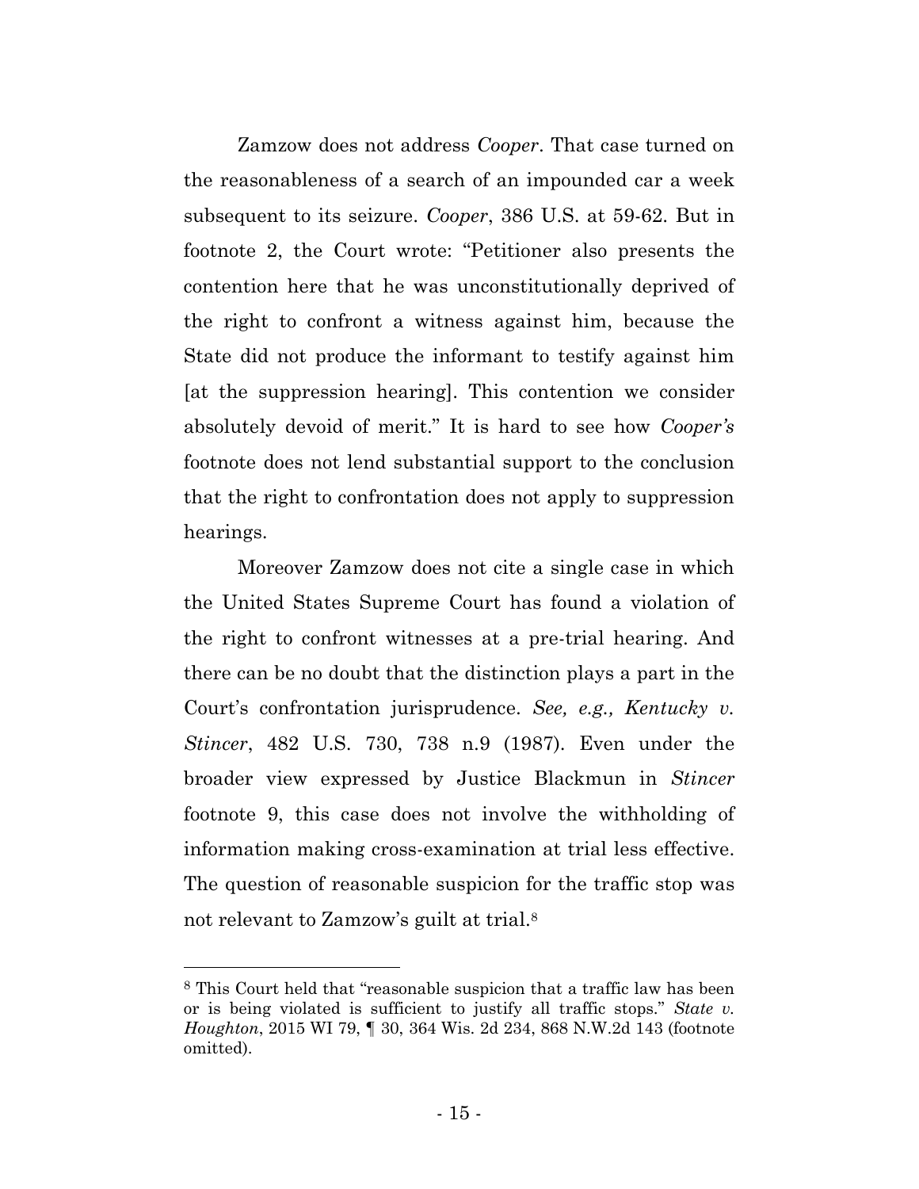Zamzow does not address *Cooper*. That case turned on the reasonableness of a search of an impounded car a week subsequent to its seizure. *Cooper*, 386 U.S. at 59-62. But in footnote 2, the Court wrote: "Petitioner also presents the contention here that he was unconstitutionally deprived of the right to confront a witness against him, because the State did not produce the informant to testify against him [at the suppression hearing]. This contention we consider absolutely devoid of merit." It is hard to see how *Cooper's* footnote does not lend substantial support to the conclusion that the right to confrontation does not apply to suppression hearings.

Moreover Zamzow does not cite a single case in which the United States Supreme Court has found a violation of the right to confront witnesses at a pre-trial hearing. And there can be no doubt that the distinction plays a part in the Court's confrontation jurisprudence. *See, e.g., Kentucky v. Stincer*, 482 U.S. 730, 738 n.9 (1987). Even under the broader view expressed by Justice Blackmun in *Stincer* footnote 9, this case does not involve the withholding of information making cross-examination at trial less effective. The question of reasonable suspicion for the traffic stop was not relevant to Zamzow's guilt at trial.[8]

---

[8] This Court held that "reasonable suspicion that a traffic law has been or is being violated is sufficient to justify all traffic stops." *State v. Houghton*, 2015 WI 79, ¶ 30, 364 Wis. 2d 234, 868 N.W.2d 143 (footnote omitted).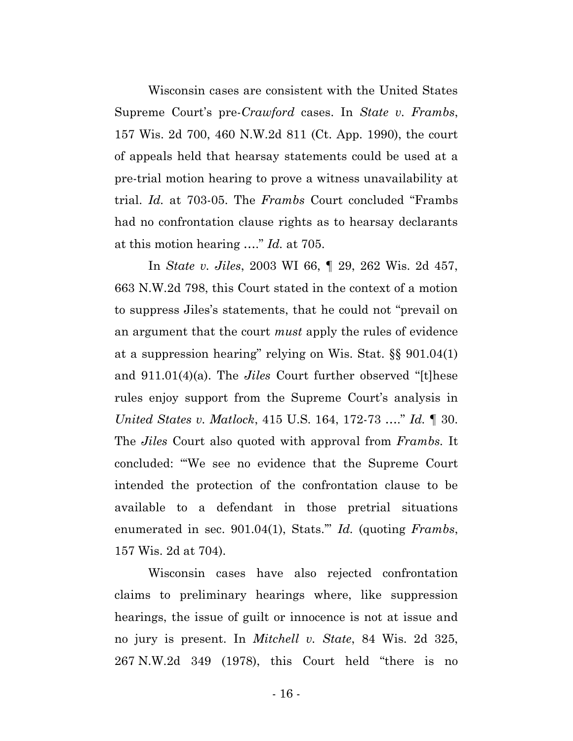Wisconsin cases are consistent with the United States Supreme Court's pre-*Crawford* cases. In *State v. Frambs*, 157 Wis. 2d 700, 460 N.W.2d 811 (Ct. App. 1990), the court of appeals held that hearsay statements could be used at a pre-trial motion hearing to prove a witness unavailability at trial. *Id.* at 703-05. The *Frambs* Court concluded "Frambs had no confrontation clause rights as to hearsay declarants at this motion hearing …." *Id.* at 705.

In *State v. Jiles*, 2003 WI 66, ¶ 29, 262 Wis. 2d 457, 663 N.W.2d 798, this Court stated in the context of a motion to suppress Jiles's statements, that he could not "prevail on an argument that the court *must* apply the rules of evidence at a suppression hearing" relying on Wis. Stat. §§ 901.04(1) and 911.01(4)(a). The *Jiles* Court further observed "[t]hese rules enjoy support from the Supreme Court's analysis in *United States v. Matlock*, 415 U.S. 164, 172-73 …." *Id.* ¶ 30. The *Jiles* Court also quoted with approval from *Frambs.* It concluded: "'We see no evidence that the Supreme Court intended the protection of the confrontation clause to be available to a defendant in those pretrial situations enumerated in sec. 901.04(1), Stats.'" *Id.* (quoting *Frambs*, 157 Wis. 2d at 704).

Wisconsin cases have also rejected confrontation claims to preliminary hearings where, like suppression hearings, the issue of guilt or innocence is not at issue and no jury is present. In *Mitchell v. State*, 84 Wis. 2d 325, 267 N.W.2d 349 (1978), this Court held "there is no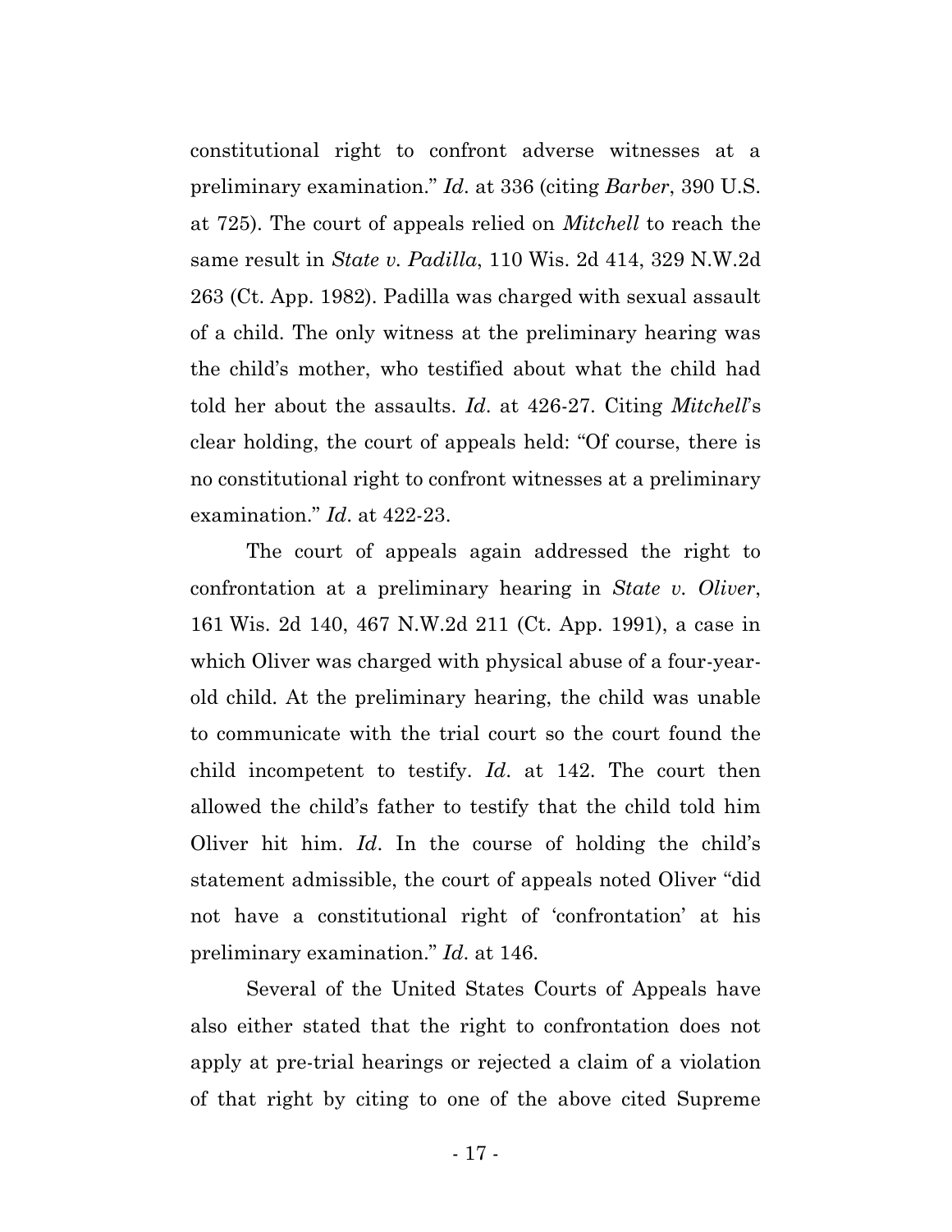constitutional right to confront adverse witnesses at a preliminary examination." *Id*. at 336 (citing *Barber*, 390 U.S. at 725). The court of appeals relied on *Mitchell* to reach the same result in *State v. Padilla*, 110 Wis. 2d 414, 329 N.W.2d 263 (Ct. App. 1982). Padilla was charged with sexual assault of a child. The only witness at the preliminary hearing was the child's mother, who testified about what the child had told her about the assaults. *Id*. at 426-27. Citing *Mitchell*'s clear holding, the court of appeals held: "Of course, there is no constitutional right to confront witnesses at a preliminary examination." *Id*. at 422-23.

The court of appeals again addressed the right to confrontation at a preliminary hearing in *State v. Oliver*, 161 Wis. 2d 140, 467 N.W.2d 211 (Ct. App. 1991), a case in which Oliver was charged with physical abuse of a four-year-old child. At the preliminary hearing, the child was unable to communicate with the trial court so the court found the child incompetent to testify. *Id*. at 142. The court then allowed the child's father to testify that the child told him Oliver hit him. *Id*. In the course of holding the child's statement admissible, the court of appeals noted Oliver "did not have a constitutional right of 'confrontation' at his preliminary examination." *Id*. at 146.

Several of the United States Courts of Appeals have also either stated that the right to confrontation does not apply at pre-trial hearings or rejected a claim of a violation of that right by citing to one of the above cited Supreme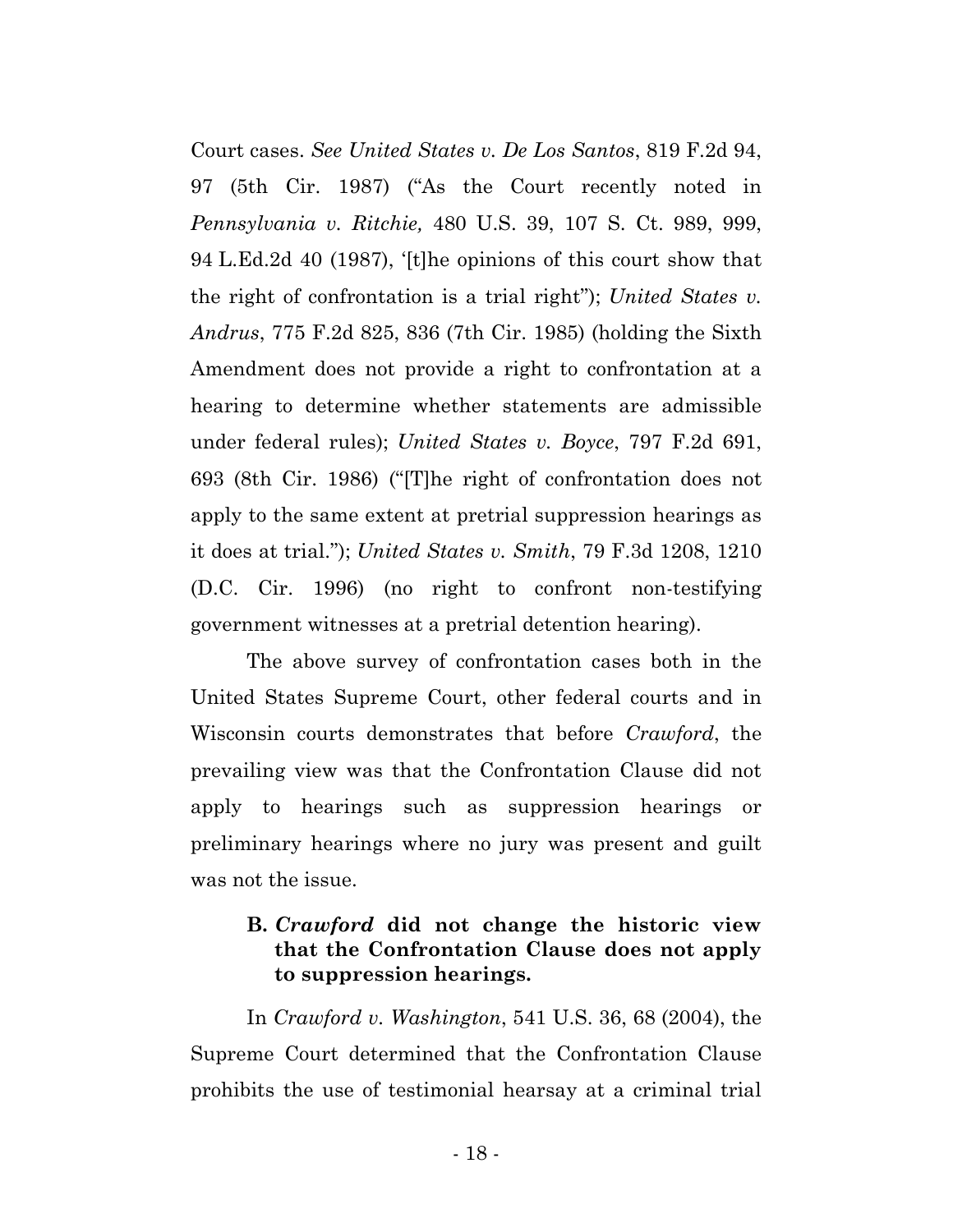Court cases. *See United States v. De Los Santos*, 819 F.2d 94, 97 (5th Cir. 1987) ("As the Court recently noted in *Pennsylvania v. Ritchie,* 480 U.S. 39, 107 S. Ct. 989, 999, 94 L.Ed.2d 40 (1987), '[t]he opinions of this court show that the right of confrontation is a trial right"); *United States v. Andrus*, 775 F.2d 825, 836 (7th Cir. 1985) (holding the Sixth Amendment does not provide a right to confrontation at a hearing to determine whether statements are admissible under federal rules); *United States v. Boyce*, 797 F.2d 691, 693 (8th Cir. 1986) ("[T]he right of confrontation does not apply to the same extent at pretrial suppression hearings as it does at trial."); *United States v. Smith*, 79 F.3d 1208, 1210 (D.C. Cir. 1996) (no right to confront non-testifying government witnesses at a pretrial detention hearing).

The above survey of confrontation cases both in the United States Supreme Court, other federal courts and in Wisconsin courts demonstrates that before *Crawford*, the prevailing view was that the Confrontation Clause did not apply to hearings such as suppression hearings or preliminary hearings where no jury was present and guilt was not the issue.

### B. *Crawford* did not change the historic view that the Confrontation Clause does not apply to suppression hearings.

In *Crawford v. Washington*, 541 U.S. 36, 68 (2004), the Supreme Court determined that the Confrontation Clause prohibits the use of testimonial hearsay at a criminal trial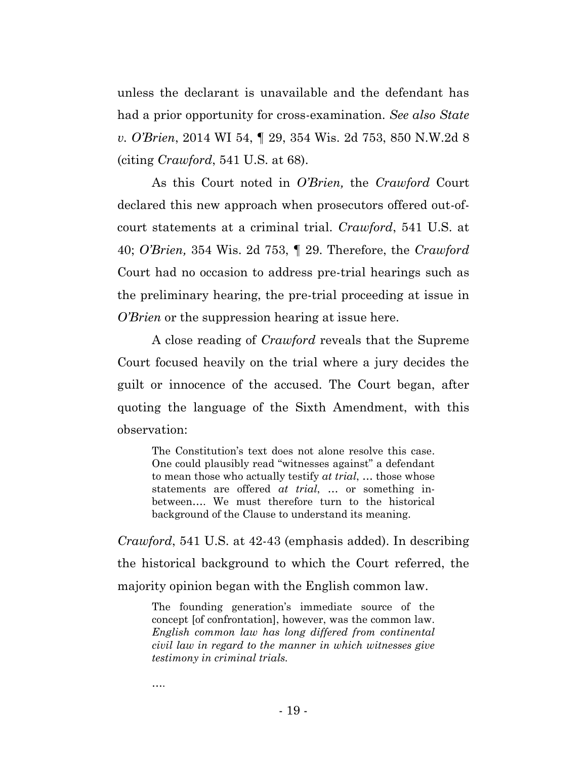unless the declarant is unavailable and the defendant has had a prior opportunity for cross-examination. *See also State v. O'Brien*, 2014 WI 54, ¶ 29, 354 Wis. 2d 753, 850 N.W.2d 8 (citing *Crawford*, 541 U.S. at 68).

As this Court noted in *O'Brien,* the *Crawford* Court declared this new approach when prosecutors offered out-of-court statements at a criminal trial. *Crawford*, 541 U.S. at 40; *O'Brien,* 354 Wis. 2d 753, ¶ 29. Therefore, the *Crawford* Court had no occasion to address pre-trial hearings such as the preliminary hearing, the pre-trial proceeding at issue in *O'Brien* or the suppression hearing at issue here.

A close reading of *Crawford* reveals that the Supreme Court focused heavily on the trial where a jury decides the guilt or innocence of the accused. The Court began, after quoting the language of the Sixth Amendment, with this observation:

> The Constitution's text does not alone resolve this case. One could plausibly read "witnesses against" a defendant to mean those who actually testify *at trial*, … those whose statements are offered *at trial*, … or something in-between…. We must therefore turn to the historical background of the Clause to understand its meaning.

*Crawford*, 541 U.S. at 42-43 (emphasis added). In describing the historical background to which the Court referred, the majority opinion began with the English common law.

> The founding generation's immediate source of the concept [of confrontation], however, was the common law. *English common law has long differed from continental civil law in regard to the manner in which witnesses give testimony in criminal trials.*
>
> ….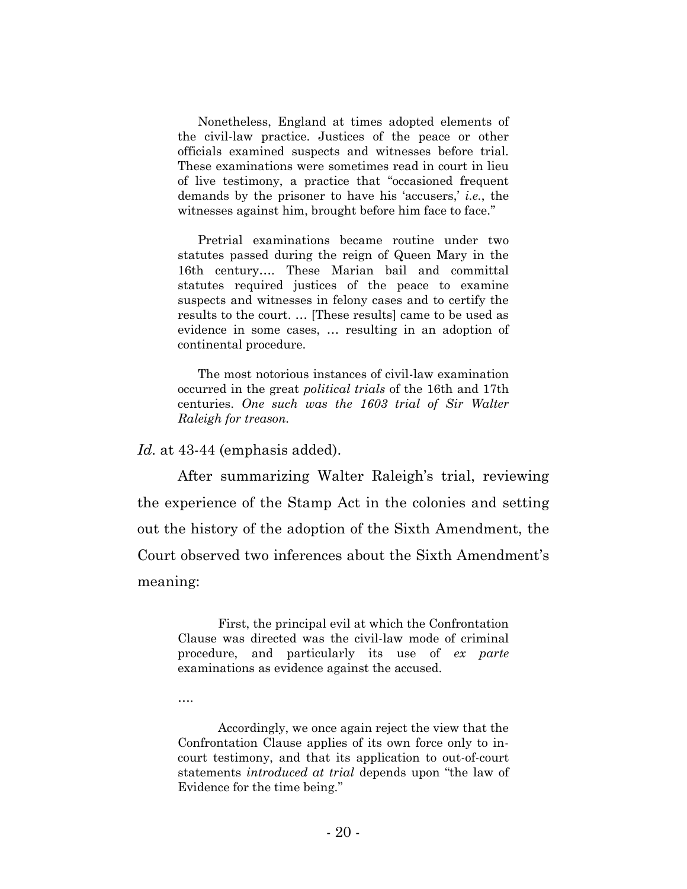> Nonetheless, England at times adopted elements of the civil-law practice. Justices of the peace or other officials examined suspects and witnesses before trial. These examinations were sometimes read in court in lieu of live testimony, a practice that "occasioned frequent demands by the prisoner to have his 'accusers,' *i.e.*, the witnesses against him, brought before him face to face."
>
> Pretrial examinations became routine under two statutes passed during the reign of Queen Mary in the 16th century.... These Marian bail and committal statutes required justices of the peace to examine suspects and witnesses in felony cases and to certify the results to the court. ... [These results] came to be used as evidence in some cases, ... resulting in an adoption of continental procedure.
>
> The most notorious instances of civil-law examination occurred in the great *political trials* of the 16th and 17th centuries. *One such was the 1603 trial of Sir Walter Raleigh for treason.*

*Id.* at 43-44 (emphasis added).

After summarizing Walter Raleigh's trial, reviewing the experience of the Stamp Act in the colonies and setting out the history of the adoption of the Sixth Amendment, the Court observed two inferences about the Sixth Amendment's meaning:

> First, the principal evil at which the Confrontation Clause was directed was the civil-law mode of criminal procedure, and particularly its use of *ex parte* examinations as evidence against the accused.
>
> ....
>
> Accordingly, we once again reject the view that the Confrontation Clause applies of its own force only to in-court testimony, and that its application to out-of-court statements *introduced at trial* depends upon "the law of Evidence for the time being."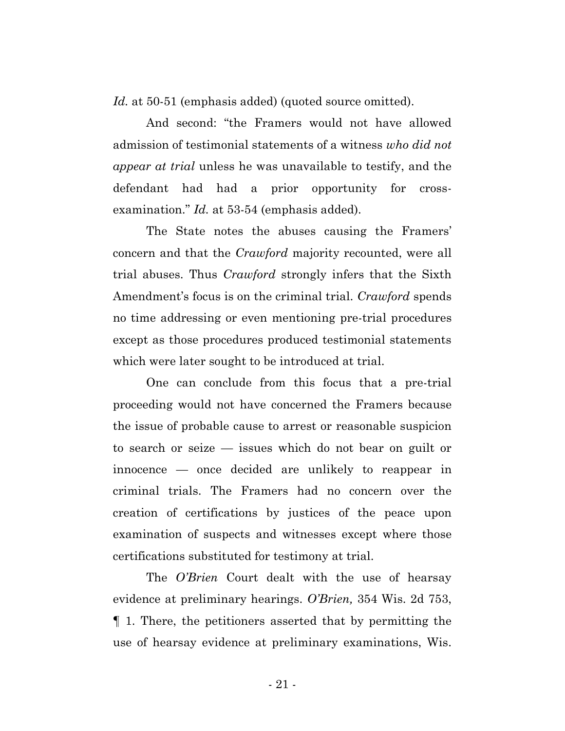*Id.* at 50-51 (emphasis added) (quoted source omitted).

And second: "the Framers would not have allowed admission of testimonial statements of a witness *who did not appear at trial* unless he was unavailable to testify, and the defendant had had a prior opportunity for cross-examination." *Id.* at 53-54 (emphasis added).

The State notes the abuses causing the Framers' concern and that the *Crawford* majority recounted, were all trial abuses. Thus *Crawford* strongly infers that the Sixth Amendment's focus is on the criminal trial. *Crawford* spends no time addressing or even mentioning pre-trial procedures except as those procedures produced testimonial statements which were later sought to be introduced at trial.

One can conclude from this focus that a pre-trial proceeding would not have concerned the Framers because the issue of probable cause to arrest or reasonable suspicion to search or seize — issues which do not bear on guilt or innocence — once decided are unlikely to reappear in criminal trials. The Framers had no concern over the creation of certifications by justices of the peace upon examination of suspects and witnesses except where those certifications substituted for testimony at trial.

The *O'Brien* Court dealt with the use of hearsay evidence at preliminary hearings. *O'Brien,* 354 Wis. 2d 753, ¶ 1. There, the petitioners asserted that by permitting the use of hearsay evidence at preliminary examinations, Wis.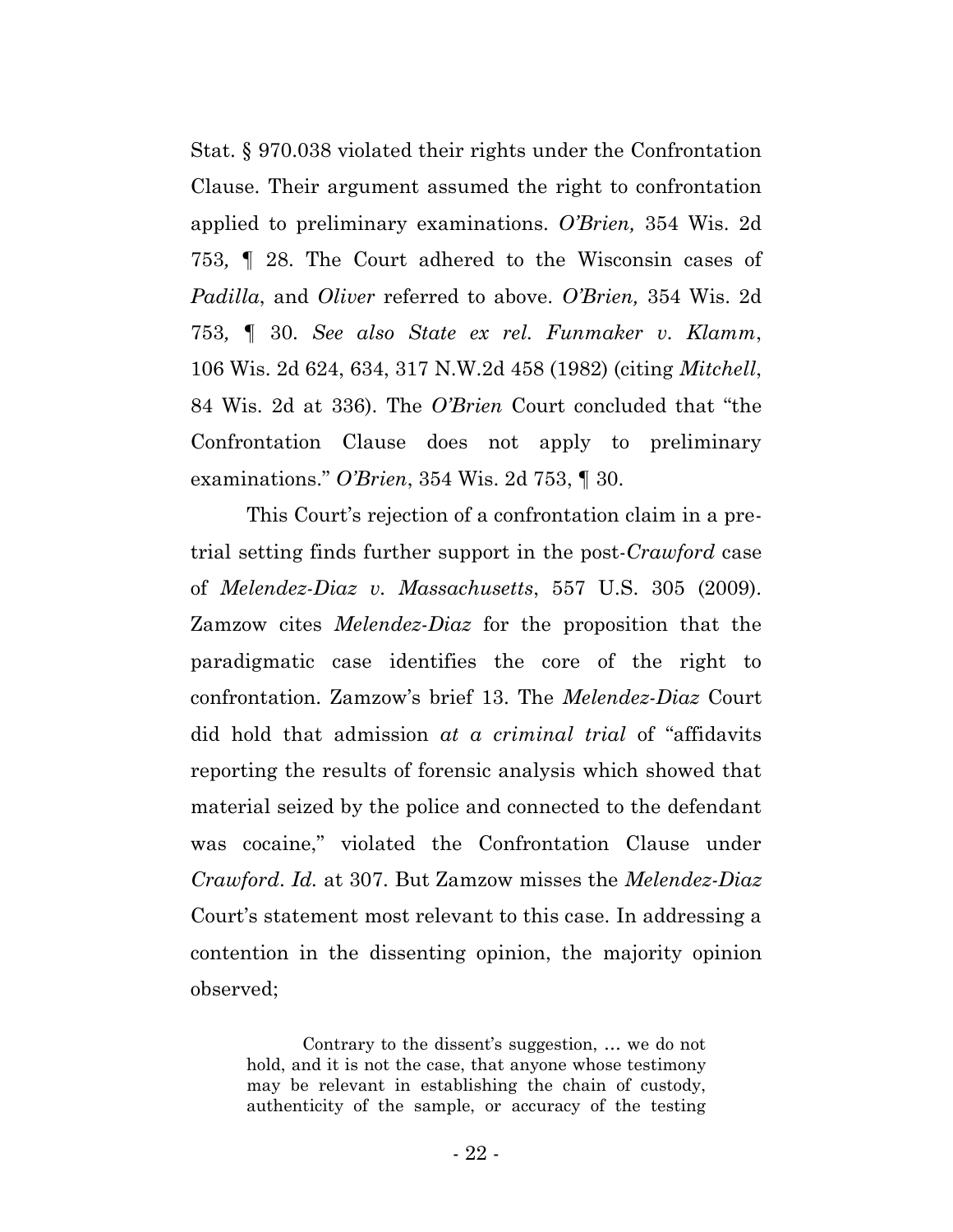Stat. § 970.038 violated their rights under the Confrontation Clause. Their argument assumed the right to confrontation applied to preliminary examinations. *O'Brien,* 354 Wis. 2d 753*,* ¶ 28. The Court adhered to the Wisconsin cases of *Padilla*, and *Oliver* referred to above. *O'Brien,* 354 Wis. 2d 753*,* ¶ 30. *See also State ex rel. Funmaker v. Klamm*, 106 Wis. 2d 624, 634, 317 N.W.2d 458 (1982) (citing *Mitchell*, 84 Wis. 2d at 336). The *O'Brien* Court concluded that "the Confrontation Clause does not apply to preliminary examinations." *O'Brien*, 354 Wis. 2d 753, ¶ 30.

This Court's rejection of a confrontation claim in a pre-trial setting finds further support in the post-*Crawford* case of *Melendez-Diaz v. Massachusetts*, 557 U.S. 305 (2009). Zamzow cites *Melendez-Diaz* for the proposition that the paradigmatic case identifies the core of the right to confrontation. Zamzow's brief 13. The *Melendez-Diaz* Court did hold that admission *at a criminal trial* of "affidavits reporting the results of forensic analysis which showed that material seized by the police and connected to the defendant was cocaine," violated the Confrontation Clause under *Crawford*. *Id.* at 307. But Zamzow misses the *Melendez-Diaz* Court's statement most relevant to this case. In addressing a contention in the dissenting opinion, the majority opinion observed;

> Contrary to the dissent's suggestion, … we do not hold, and it is not the case, that anyone whose testimony may be relevant in establishing the chain of custody, authenticity of the sample, or accuracy of the testing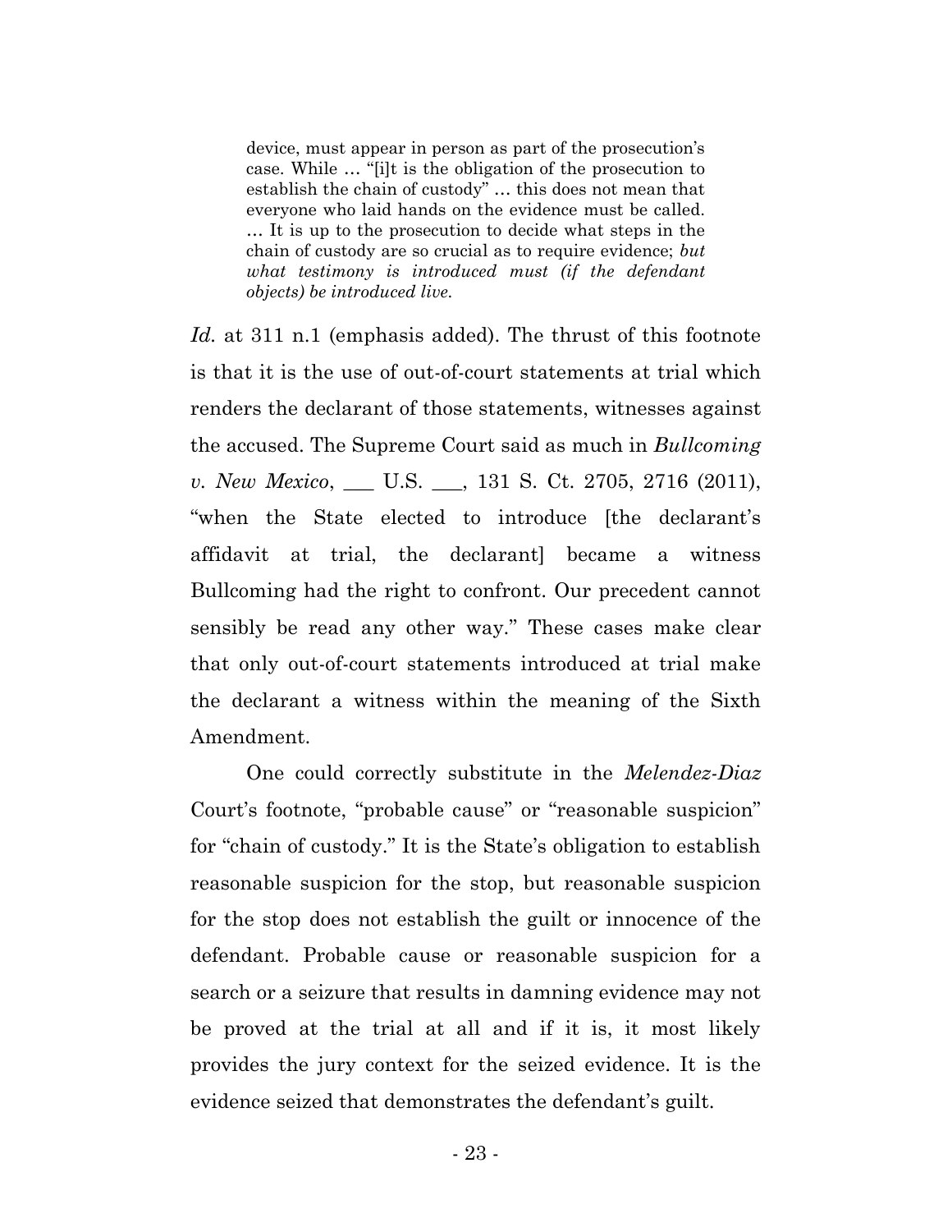> device, must appear in person as part of the prosecution's case. While … "[i]t is the obligation of the prosecution to establish the chain of custody" … this does not mean that everyone who laid hands on the evidence must be called. … It is up to the prosecution to decide what steps in the chain of custody are so crucial as to require evidence; *but what testimony is introduced must (if the defendant objects) be introduced live.*

*Id.* at 311 n.1 (emphasis added). The thrust of this footnote is that it is the use of out-of-court statements at trial which renders the declarant of those statements, witnesses against the accused. The Supreme Court said as much in *Bullcoming v. New Mexico*, ___ U.S. ___, 131 S. Ct. 2705, 2716 (2011), "when the State elected to introduce [the declarant's affidavit at trial, the declarant] became a witness Bullcoming had the right to confront. Our precedent cannot sensibly be read any other way." These cases make clear that only out-of-court statements introduced at trial make the declarant a witness within the meaning of the Sixth Amendment.

One could correctly substitute in the *Melendez-Diaz* Court's footnote, "probable cause" or "reasonable suspicion" for "chain of custody." It is the State's obligation to establish reasonable suspicion for the stop, but reasonable suspicion for the stop does not establish the guilt or innocence of the defendant. Probable cause or reasonable suspicion for a search or a seizure that results in damning evidence may not be proved at the trial at all and if it is, it most likely provides the jury context for the seized evidence. It is the evidence seized that demonstrates the defendant's guilt.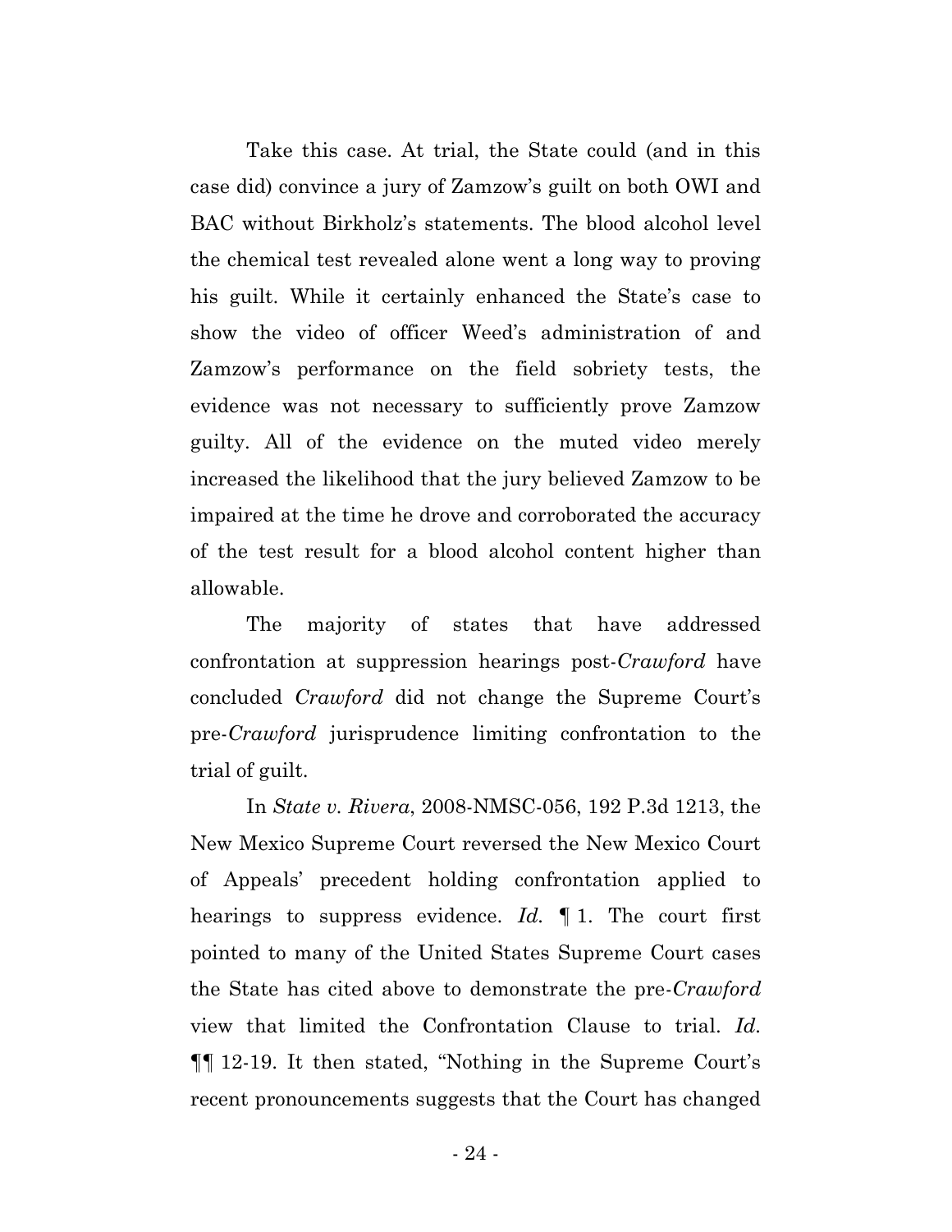Take this case. At trial, the State could (and in this case did) convince a jury of Zamzow's guilt on both OWI and BAC without Birkholz's statements. The blood alcohol level the chemical test revealed alone went a long way to proving his guilt. While it certainly enhanced the State's case to show the video of officer Weed's administration of and Zamzow's performance on the field sobriety tests, the evidence was not necessary to sufficiently prove Zamzow guilty. All of the evidence on the muted video merely increased the likelihood that the jury believed Zamzow to be impaired at the time he drove and corroborated the accuracy of the test result for a blood alcohol content higher than allowable.

The majority of states that have addressed confrontation at suppression hearings post-*Crawford* have concluded *Crawford* did not change the Supreme Court's pre-*Crawford* jurisprudence limiting confrontation to the trial of guilt.

In *State v. Rivera*, 2008-NMSC-056, 192 P.3d 1213, the New Mexico Supreme Court reversed the New Mexico Court of Appeals' precedent holding confrontation applied to hearings to suppress evidence. *Id.* ¶ 1. The court first pointed to many of the United States Supreme Court cases the State has cited above to demonstrate the pre-*Crawford* view that limited the Confrontation Clause to trial. *Id.* ¶¶ 12-19. It then stated, "Nothing in the Supreme Court's recent pronouncements suggests that the Court has changed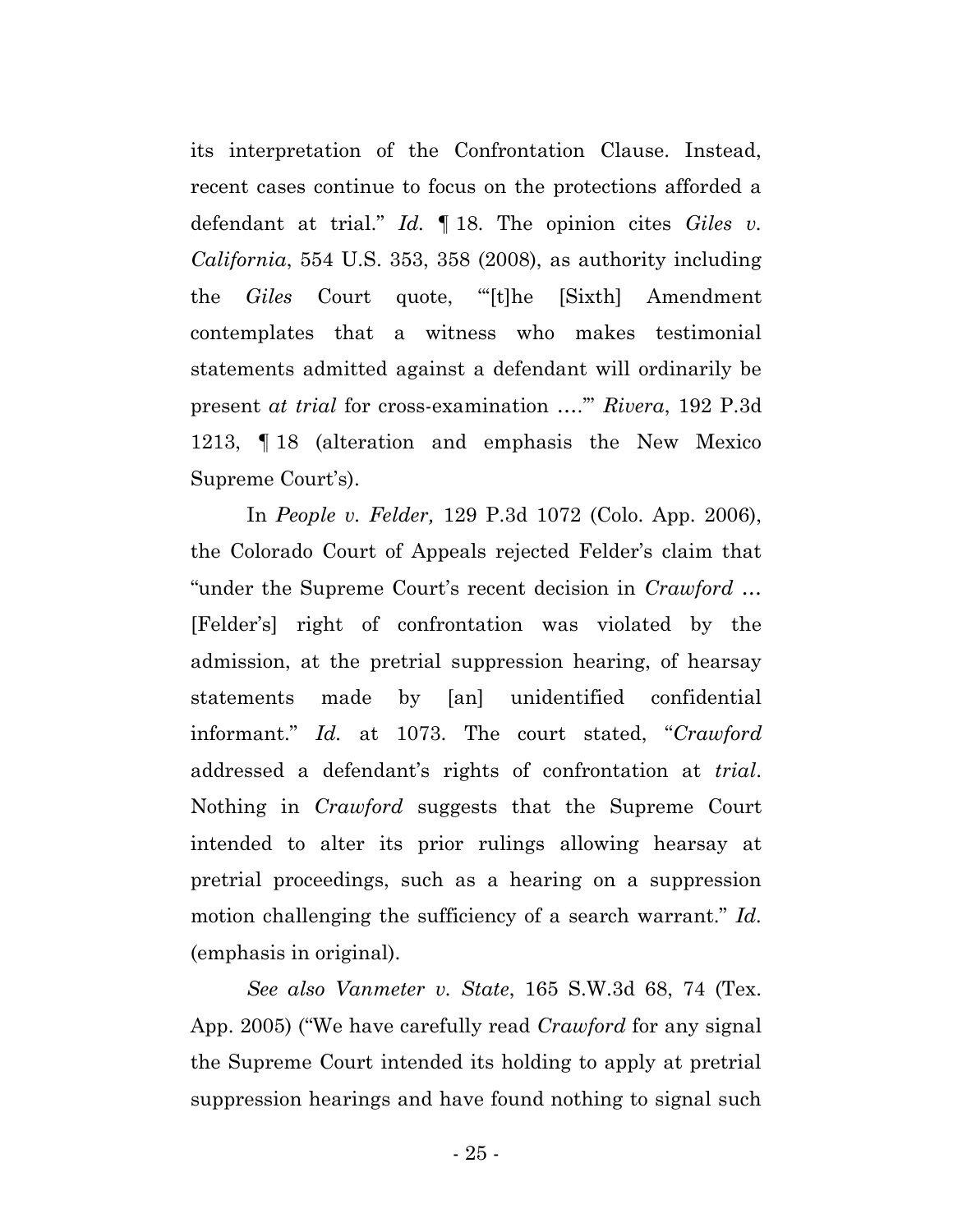its interpretation of the Confrontation Clause. Instead, recent cases continue to focus on the protections afforded a defendant at trial." *Id.* ¶ 18. The opinion cites *Giles v. California*, 554 U.S. 353, 358 (2008), as authority including the *Giles* Court quote, "'[t]he [Sixth] Amendment contemplates that a witness who makes testimonial statements admitted against a defendant will ordinarily be present *at trial* for cross-examination ….'" *Rivera*, 192 P.3d 1213, ¶ 18 (alteration and emphasis the New Mexico Supreme Court's).

In *People v. Felder,* 129 P.3d 1072 (Colo. App. 2006), the Colorado Court of Appeals rejected Felder's claim that "under the Supreme Court's recent decision in *Crawford* … [Felder's] right of confrontation was violated by the admission, at the pretrial suppression hearing, of hearsay statements made by [an] unidentified confidential informant." *Id.* at 1073. The court stated, "*Crawford* addressed a defendant's rights of confrontation at *trial*. Nothing in *Crawford* suggests that the Supreme Court intended to alter its prior rulings allowing hearsay at pretrial proceedings, such as a hearing on a suppression motion challenging the sufficiency of a search warrant." *Id.* (emphasis in original).

*See also Vanmeter v. State*, 165 S.W.3d 68, 74 (Tex. App. 2005) ("We have carefully read *Crawford* for any signal the Supreme Court intended its holding to apply at pretrial suppression hearings and have found nothing to signal such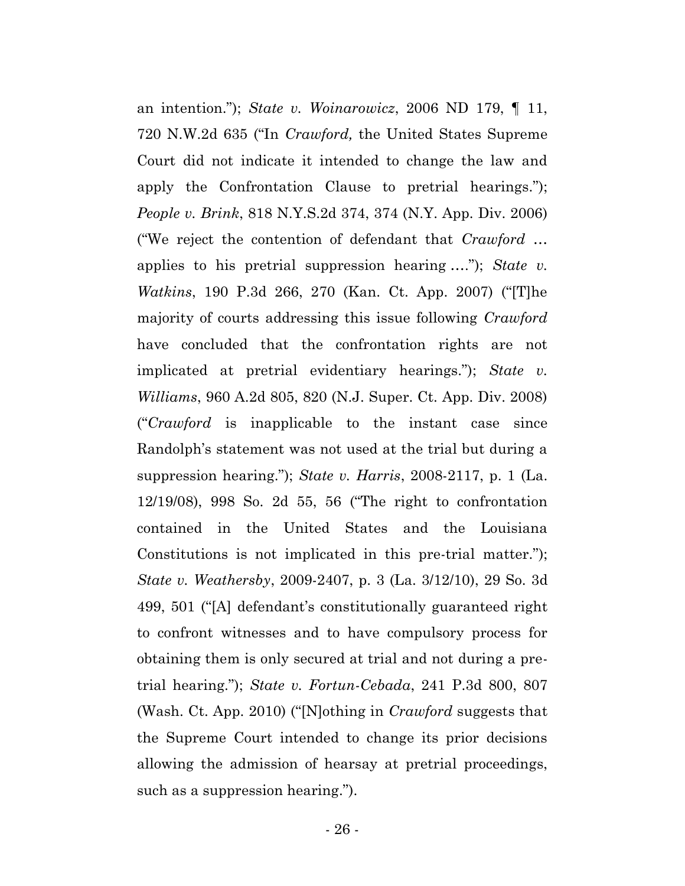an intention."); *State v. Woinarowicz*, 2006 ND 179, ¶ 11, 720 N.W.2d 635 ("In *Crawford,* the United States Supreme Court did not indicate it intended to change the law and apply the Confrontation Clause to pretrial hearings."); *People v. Brink*, 818 N.Y.S.2d 374, 374 (N.Y. App. Div. 2006) ("We reject the contention of defendant that *Crawford* … applies to his pretrial suppression hearing …."); *State v. Watkins*, 190 P.3d 266, 270 (Kan. Ct. App. 2007) ("[T]he majority of courts addressing this issue following *Crawford* have concluded that the confrontation rights are not implicated at pretrial evidentiary hearings."); *State v. Williams*, 960 A.2d 805, 820 (N.J. Super. Ct. App. Div. 2008) ("*Crawford* is inapplicable to the instant case since Randolph's statement was not used at the trial but during a suppression hearing."); *State v. Harris*, 2008-2117, p. 1 (La. 12/19/08), 998 So. 2d 55, 56 ("The right to confrontation contained in the United States and the Louisiana Constitutions is not implicated in this pre-trial matter."); *State v. Weathersby*, 2009-2407, p. 3 (La. 3/12/10), 29 So. 3d 499, 501 ("[A] defendant's constitutionally guaranteed right to confront witnesses and to have compulsory process for obtaining them is only secured at trial and not during a pre-trial hearing."); *State v. Fortun-Cebada*, 241 P.3d 800, 807 (Wash. Ct. App. 2010) ("[N]othing in *Crawford* suggests that the Supreme Court intended to change its prior decisions allowing the admission of hearsay at pretrial proceedings, such as a suppression hearing.").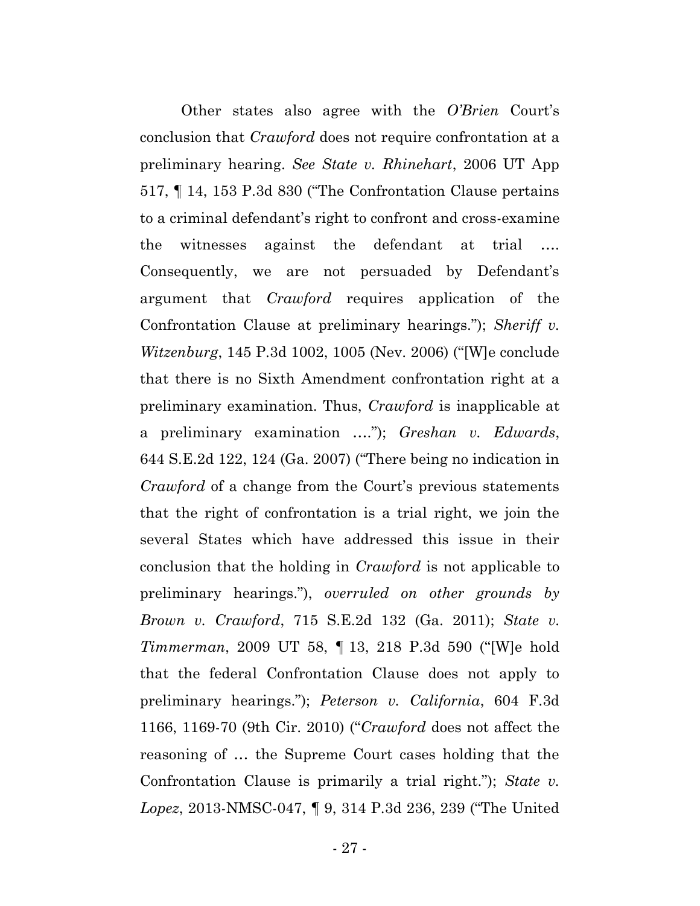Other states also agree with the *O'Brien* Court's conclusion that *Crawford* does not require confrontation at a preliminary hearing. *See State v. Rhinehart*, 2006 UT App 517, ¶ 14, 153 P.3d 830 ("The Confrontation Clause pertains to a criminal defendant's right to confront and cross-examine the witnesses against the defendant at trial …. Consequently, we are not persuaded by Defendant's argument that *Crawford* requires application of the Confrontation Clause at preliminary hearings."); *Sheriff v. Witzenburg*, 145 P.3d 1002, 1005 (Nev. 2006) ("[W]e conclude that there is no Sixth Amendment confrontation right at a preliminary examination. Thus, *Crawford* is inapplicable at a preliminary examination …."); *Greshan v. Edwards*, 644 S.E.2d 122, 124 (Ga. 2007) ("There being no indication in *Crawford* of a change from the Court's previous statements that the right of confrontation is a trial right, we join the several States which have addressed this issue in their conclusion that the holding in *Crawford* is not applicable to preliminary hearings."), *overruled on other grounds by Brown v. Crawford*, 715 S.E.2d 132 (Ga. 2011); *State v. Timmerman*, 2009 UT 58, ¶ 13, 218 P.3d 590 ("[W]e hold that the federal Confrontation Clause does not apply to preliminary hearings."); *Peterson v. California*, 604 F.3d 1166, 1169-70 (9th Cir. 2010) ("*Crawford* does not affect the reasoning of … the Supreme Court cases holding that the Confrontation Clause is primarily a trial right."); *State v. Lopez*, 2013-NMSC-047, ¶ 9, 314 P.3d 236, 239 ("The United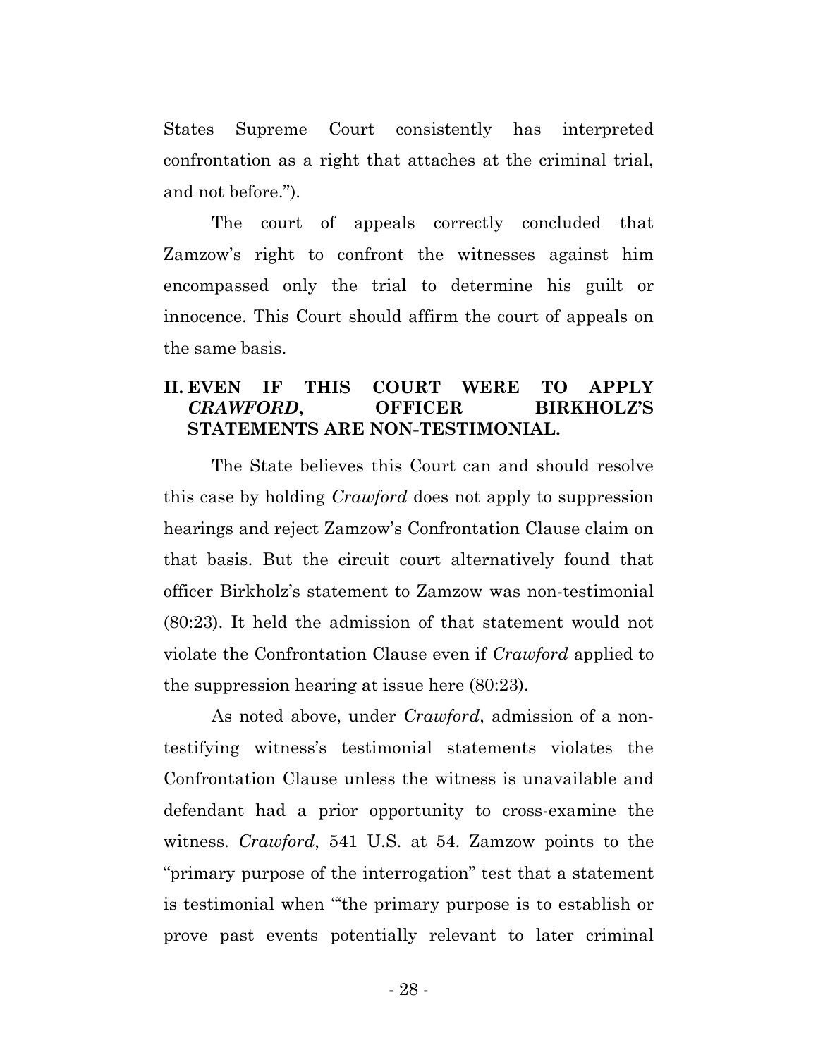States Supreme Court consistently has interpreted confrontation as a right that attaches at the criminal trial, and not before.").

The court of appeals correctly concluded that Zamzow's right to confront the witnesses against him encompassed only the trial to determine his guilt or innocence. This Court should affirm the court of appeals on the same basis.

## II. EVEN IF THIS COURT WERE TO APPLY *CRAWFORD*, OFFICER BIRKHOLZ'S STATEMENTS ARE NON-TESTIMONIAL.

The State believes this Court can and should resolve this case by holding *Crawford* does not apply to suppression hearings and reject Zamzow's Confrontation Clause claim on that basis. But the circuit court alternatively found that officer Birkholz's statement to Zamzow was non-testimonial (80:23). It held the admission of that statement would not violate the Confrontation Clause even if *Crawford* applied to the suppression hearing at issue here (80:23).

As noted above, under *Crawford*, admission of a non-testifying witness's testimonial statements violates the Confrontation Clause unless the witness is unavailable and defendant had a prior opportunity to cross-examine the witness. *Crawford*, 541 U.S. at 54. Zamzow points to the "primary purpose of the interrogation" test that a statement is testimonial when "'the primary purpose is to establish or prove past events potentially relevant to later criminal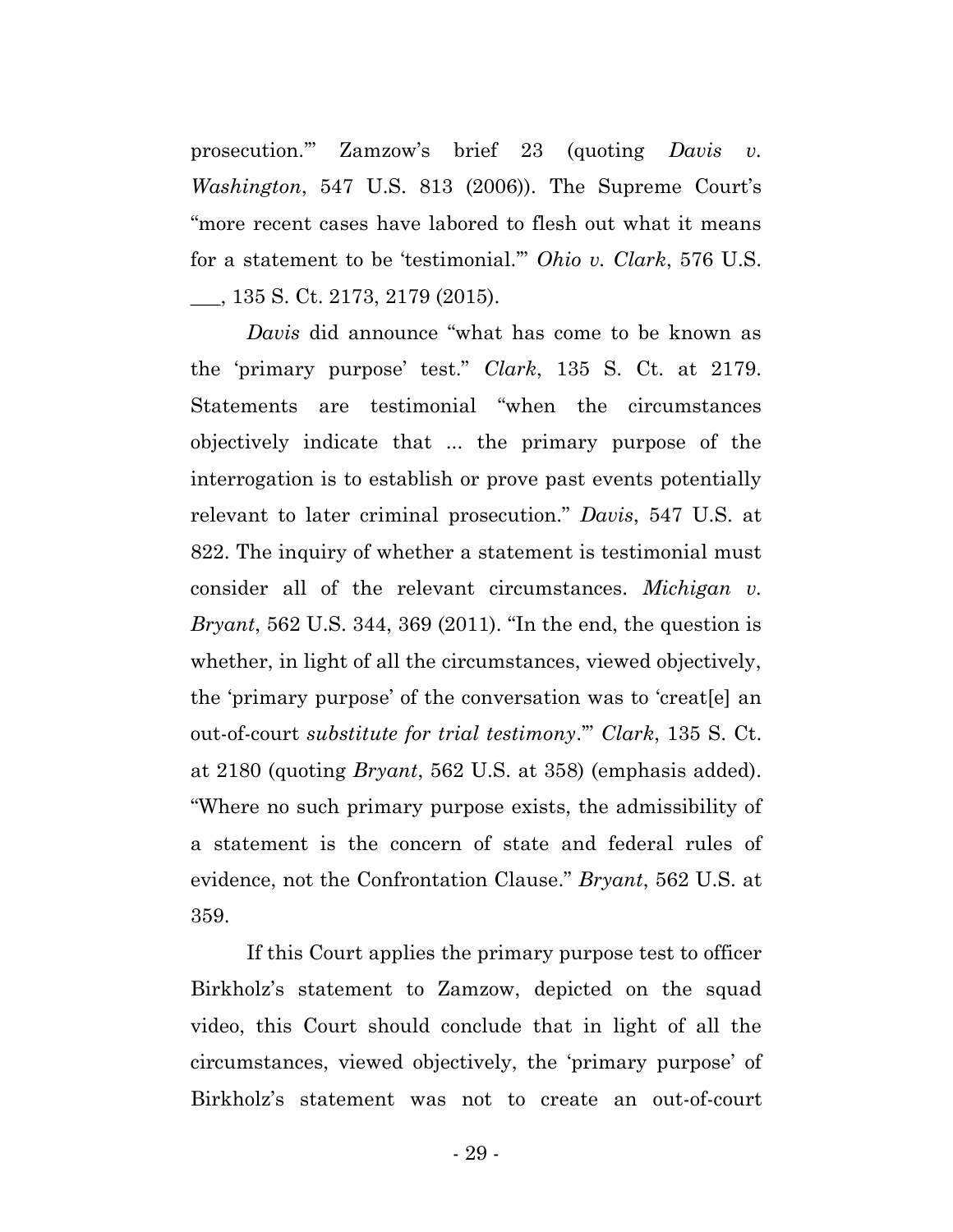prosecution.'" Zamzow's brief 23 (quoting *Davis v. Washington*, 547 U.S. 813 (2006)). The Supreme Court's "more recent cases have labored to flesh out what it means for a statement to be 'testimonial.'" *Ohio v. Clark*, 576 U.S. ___, 135 S. Ct. 2173, 2179 (2015).

*Davis* did announce "what has come to be known as the 'primary purpose' test." *Clark*, 135 S. Ct. at 2179. Statements are testimonial "when the circumstances objectively indicate that ... the primary purpose of the interrogation is to establish or prove past events potentially relevant to later criminal prosecution." *Davis*, 547 U.S. at 822. The inquiry of whether a statement is testimonial must consider all of the relevant circumstances. *Michigan v. Bryant*, 562 U.S. 344, 369 (2011). "In the end, the question is whether, in light of all the circumstances, viewed objectively, the 'primary purpose' of the conversation was to 'creat[e] an out-of-court *substitute for trial testimony*.'" *Clark*, 135 S. Ct. at 2180 (quoting *Bryant*, 562 U.S. at 358) (emphasis added). "Where no such primary purpose exists, the admissibility of a statement is the concern of state and federal rules of evidence, not the Confrontation Clause." *Bryant*, 562 U.S. at 359.

If this Court applies the primary purpose test to officer Birkholz's statement to Zamzow, depicted on the squad video, this Court should conclude that in light of all the circumstances, viewed objectively, the 'primary purpose' of Birkholz's statement was not to create an out-of-court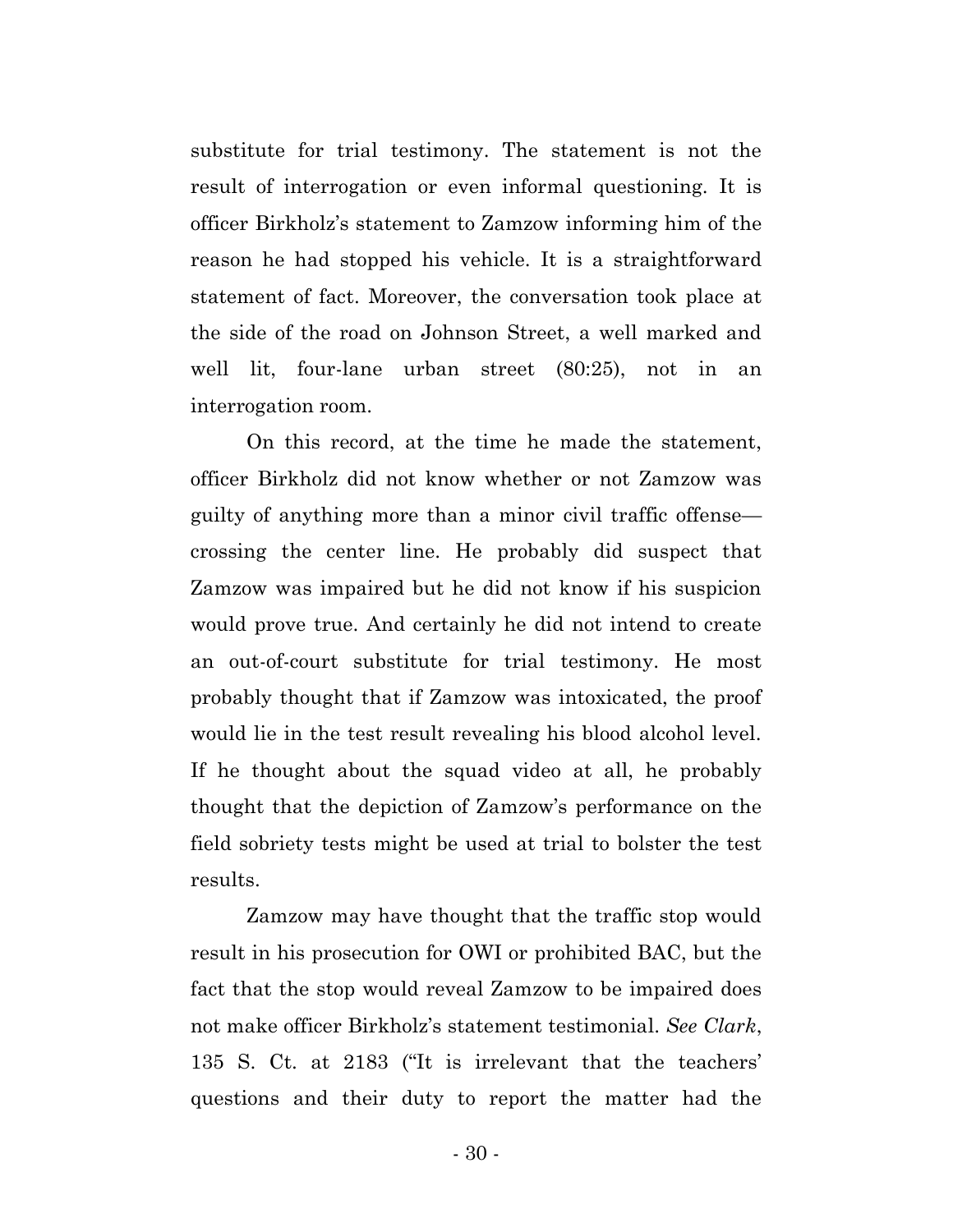substitute for trial testimony. The statement is not the result of interrogation or even informal questioning. It is officer Birkholz's statement to Zamzow informing him of the reason he had stopped his vehicle. It is a straightforward statement of fact. Moreover, the conversation took place at the side of the road on Johnson Street, a well marked and well lit, four-lane urban street (80:25), not in an interrogation room.

On this record, at the time he made the statement, officer Birkholz did not know whether or not Zamzow was guilty of anything more than a minor civil traffic offense—crossing the center line. He probably did suspect that Zamzow was impaired but he did not know if his suspicion would prove true. And certainly he did not intend to create an out-of-court substitute for trial testimony. He most probably thought that if Zamzow was intoxicated, the proof would lie in the test result revealing his blood alcohol level. If he thought about the squad video at all, he probably thought that the depiction of Zamzow's performance on the field sobriety tests might be used at trial to bolster the test results.

Zamzow may have thought that the traffic stop would result in his prosecution for OWI or prohibited BAC, but the fact that the stop would reveal Zamzow to be impaired does not make officer Birkholz's statement testimonial. *See Clark*, 135 S. Ct. at 2183 ("It is irrelevant that the teachers' questions and their duty to report the matter had the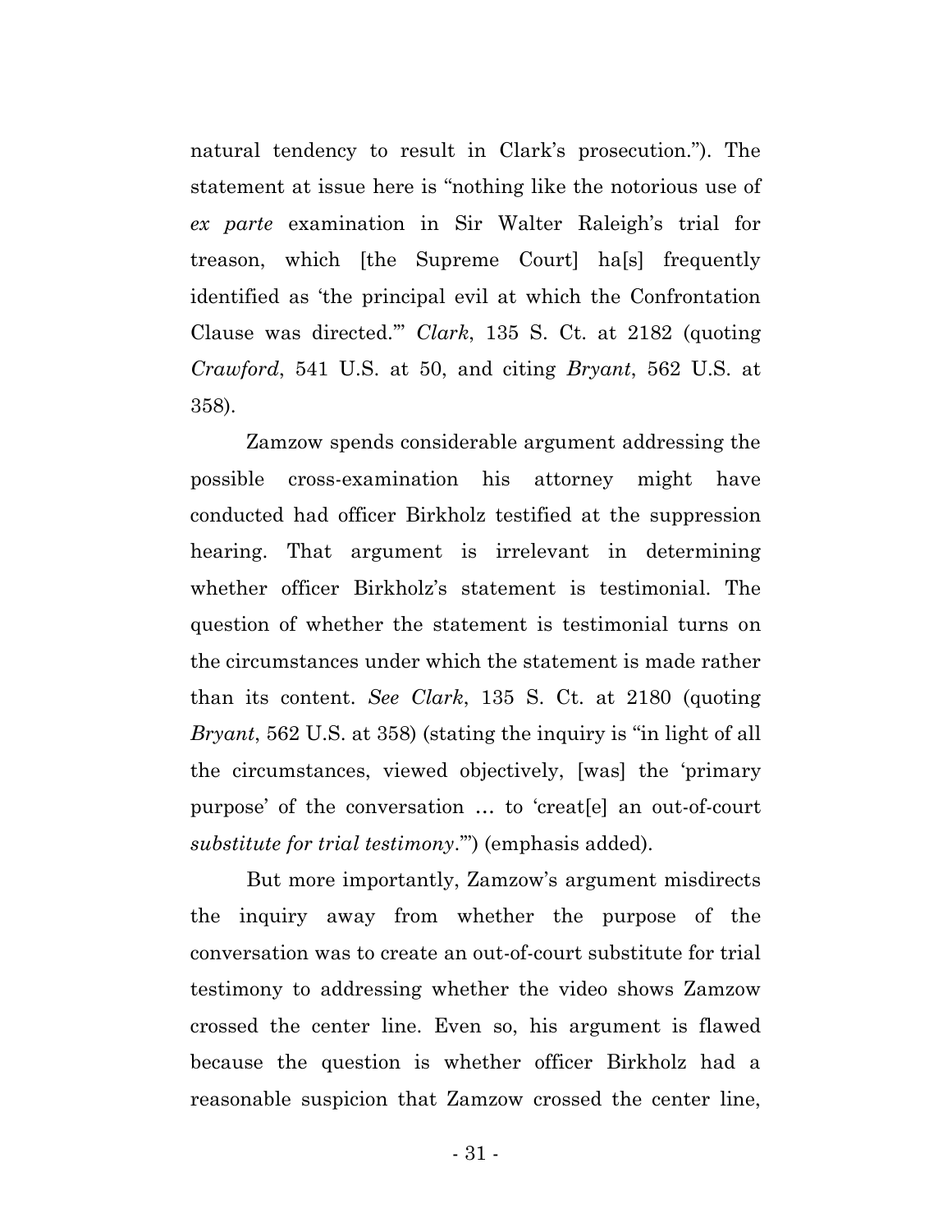natural tendency to result in Clark's prosecution."). The statement at issue here is "nothing like the notorious use of *ex parte* examination in Sir Walter Raleigh's trial for treason, which [the Supreme Court] ha[s] frequently identified as 'the principal evil at which the Confrontation Clause was directed.'" *Clark*, 135 S. Ct. at 2182 (quoting *Crawford*, 541 U.S. at 50, and citing *Bryant*, 562 U.S. at 358).

Zamzow spends considerable argument addressing the possible cross-examination his attorney might have conducted had officer Birkholz testified at the suppression hearing. That argument is irrelevant in determining whether officer Birkholz's statement is testimonial. The question of whether the statement is testimonial turns on the circumstances under which the statement is made rather than its content. *See Clark*, 135 S. Ct. at 2180 (quoting *Bryant*, 562 U.S. at 358) (stating the inquiry is "in light of all the circumstances, viewed objectively, [was] the 'primary purpose' of the conversation … to 'creat[e] an out-of-court *substitute for trial testimony*.'") (emphasis added).

But more importantly, Zamzow's argument misdirects the inquiry away from whether the purpose of the conversation was to create an out-of-court substitute for trial testimony to addressing whether the video shows Zamzow crossed the center line. Even so, his argument is flawed because the question is whether officer Birkholz had a reasonable suspicion that Zamzow crossed the center line,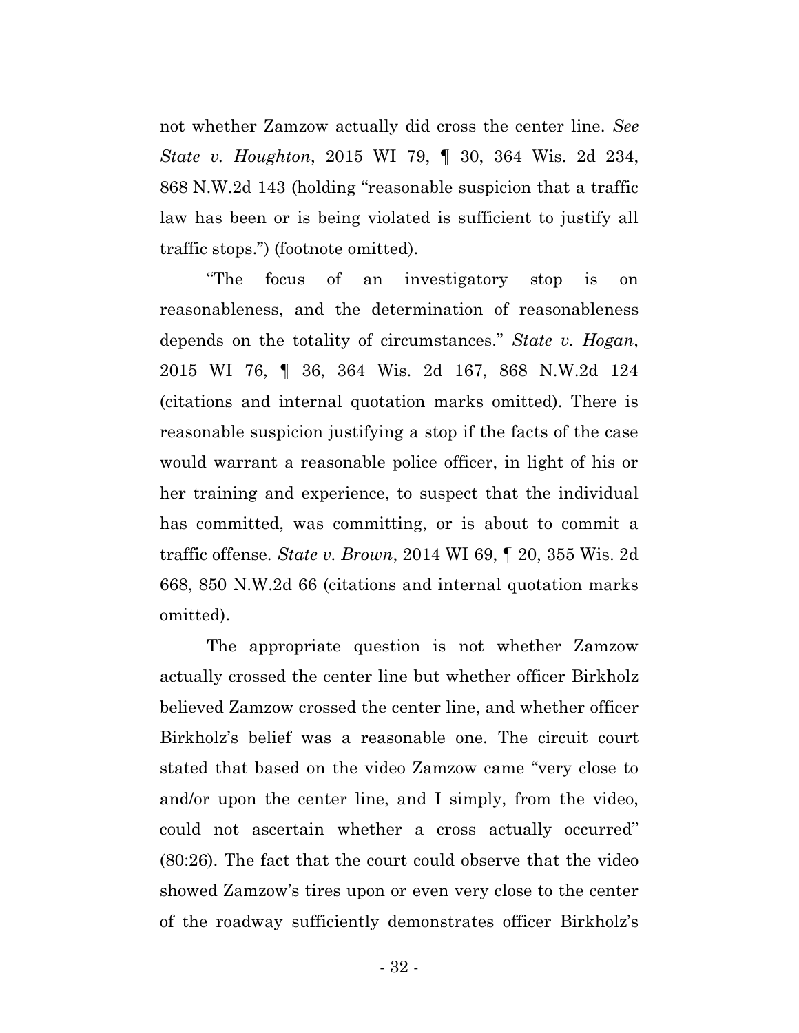not whether Zamzow actually did cross the center line. *See State v. Houghton*, 2015 WI 79, ¶ 30, 364 Wis. 2d 234, 868 N.W.2d 143 (holding "reasonable suspicion that a traffic law has been or is being violated is sufficient to justify all traffic stops.") (footnote omitted).

"The focus of an investigatory stop is on reasonableness, and the determination of reasonableness depends on the totality of circumstances." *State v. Hogan*, 2015 WI 76, ¶ 36, 364 Wis. 2d 167, 868 N.W.2d 124 (citations and internal quotation marks omitted). There is reasonable suspicion justifying a stop if the facts of the case would warrant a reasonable police officer, in light of his or her training and experience, to suspect that the individual has committed, was committing, or is about to commit a traffic offense. *State v. Brown*, 2014 WI 69, ¶ 20, 355 Wis. 2d 668, 850 N.W.2d 66 (citations and internal quotation marks omitted).

The appropriate question is not whether Zamzow actually crossed the center line but whether officer Birkholz believed Zamzow crossed the center line, and whether officer Birkholz's belief was a reasonable one. The circuit court stated that based on the video Zamzow came "very close to and/or upon the center line, and I simply, from the video, could not ascertain whether a cross actually occurred" (80:26). The fact that the court could observe that the video showed Zamzow's tires upon or even very close to the center of the roadway sufficiently demonstrates officer Birkholz's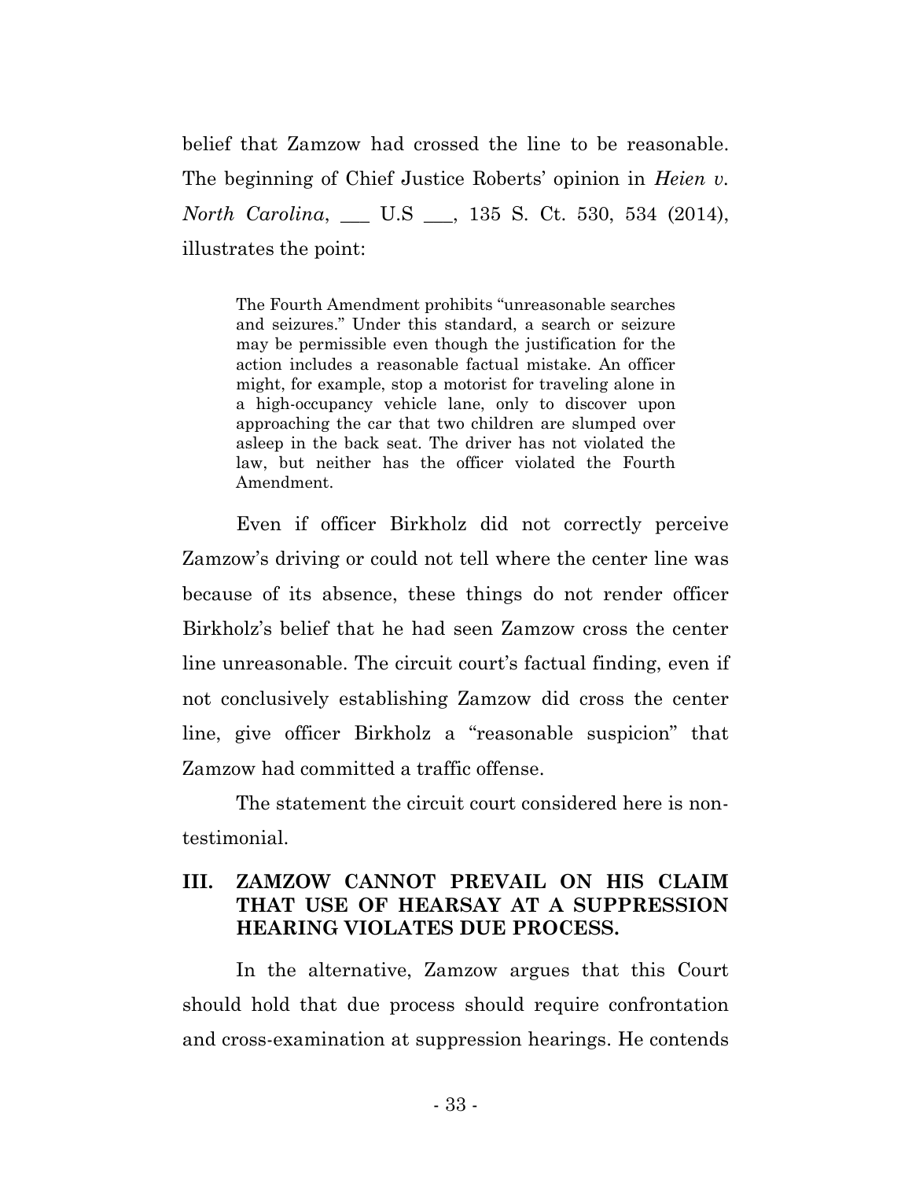belief that Zamzow had crossed the line to be reasonable. The beginning of Chief Justice Roberts' opinion in *Heien v. North Carolina*, ___ U.S ___, 135 S. Ct. 530, 534 (2014), illustrates the point:

> The Fourth Amendment prohibits "unreasonable searches and seizures." Under this standard, a search or seizure may be permissible even though the justification for the action includes a reasonable factual mistake. An officer might, for example, stop a motorist for traveling alone in a high-occupancy vehicle lane, only to discover upon approaching the car that two children are slumped over asleep in the back seat. The driver has not violated the law, but neither has the officer violated the Fourth Amendment.

Even if officer Birkholz did not correctly perceive Zamzow's driving or could not tell where the center line was because of its absence, these things do not render officer Birkholz's belief that he had seen Zamzow cross the center line unreasonable. The circuit court's factual finding, even if not conclusively establishing Zamzow did cross the center line, give officer Birkholz a "reasonable suspicion" that Zamzow had committed a traffic offense.

The statement the circuit court considered here is non-testimonial.

## III. ZAMZOW CANNOT PREVAIL ON HIS CLAIM THAT USE OF HEARSAY AT A SUPPRESSION HEARING VIOLATES DUE PROCESS.

In the alternative, Zamzow argues that this Court should hold that due process should require confrontation and cross-examination at suppression hearings. He contends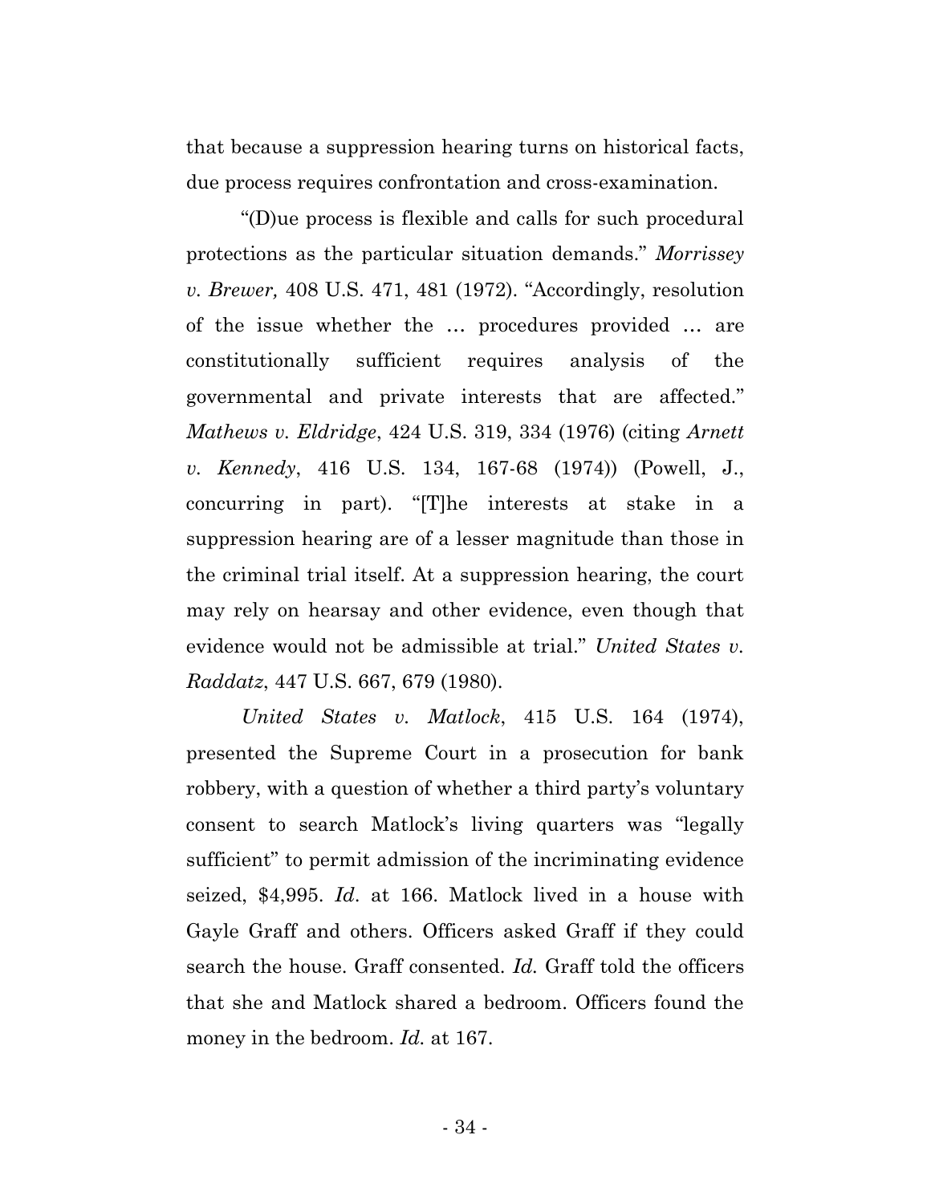that because a suppression hearing turns on historical facts, due process requires confrontation and cross-examination.

"(D)ue process is flexible and calls for such procedural protections as the particular situation demands." *Morrissey v. Brewer,* 408 U.S. 471, 481 (1972). "Accordingly, resolution of the issue whether the … procedures provided … are constitutionally sufficient requires analysis of the governmental and private interests that are affected." *Mathews v. Eldridge*, 424 U.S. 319, 334 (1976) (citing *Arnett v. Kennedy*, 416 U.S. 134, 167-68 (1974)) (Powell, J., concurring in part). "[T]he interests at stake in a suppression hearing are of a lesser magnitude than those in the criminal trial itself. At a suppression hearing, the court may rely on hearsay and other evidence, even though that evidence would not be admissible at trial." *United States v. Raddatz*, 447 U.S. 667, 679 (1980).

*United States v. Matlock*, 415 U.S. 164 (1974), presented the Supreme Court in a prosecution for bank robbery, with a question of whether a third party's voluntary consent to search Matlock's living quarters was "legally sufficient" to permit admission of the incriminating evidence seized, $4,995. *Id*. at 166. Matlock lived in a house with Gayle Graff and others. Officers asked Graff if they could search the house. Graff consented. *Id.* Graff told the officers that she and Matlock shared a bedroom. Officers found the money in the bedroom. *Id.* at 167.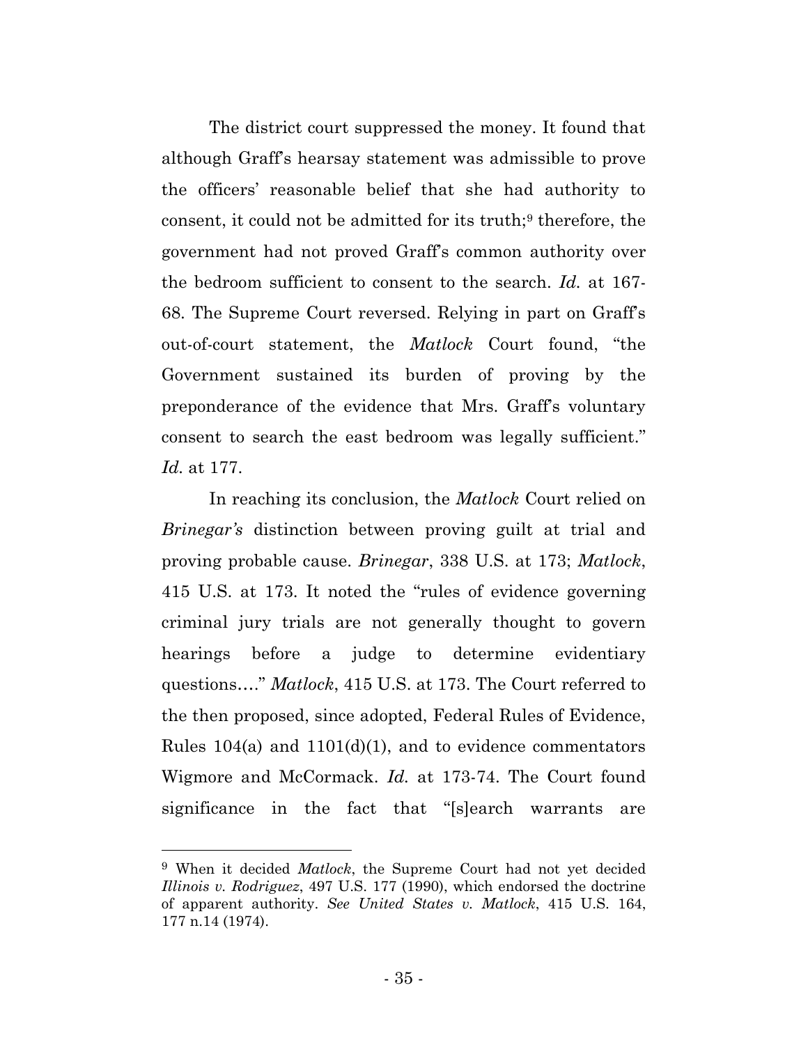The district court suppressed the money. It found that although Graff's hearsay statement was admissible to prove the officers' reasonable belief that she had authority to consent, it could not be admitted for its truth;[9] therefore, the government had not proved Graff's common authority over the bedroom sufficient to consent to the search. *Id.* at 167-68. The Supreme Court reversed. Relying in part on Graff's out-of-court statement, the *Matlock* Court found, "the Government sustained its burden of proving by the preponderance of the evidence that Mrs. Graff's voluntary consent to search the east bedroom was legally sufficient." *Id.* at 177.

In reaching its conclusion, the *Matlock* Court relied on *Brinegar's* distinction between proving guilt at trial and proving probable cause. *Brinegar*, 338 U.S. at 173; *Matlock*, 415 U.S. at 173. It noted the "rules of evidence governing criminal jury trials are not generally thought to govern hearings before a judge to determine evidentiary questions…." *Matlock*, 415 U.S. at 173. The Court referred to the then proposed, since adopted, Federal Rules of Evidence, Rules 104(a) and 1101(d)(1), and to evidence commentators Wigmore and McCormack. *Id.* at 173-74. The Court found significance in the fact that "[s]earch warrants are

[9] When it decided *Matlock*, the Supreme Court had not yet decided *Illinois v. Rodriguez*, 497 U.S. 177 (1990), which endorsed the doctrine of apparent authority. *See United States v. Matlock*, 415 U.S. 164, 177 n.14 (1974).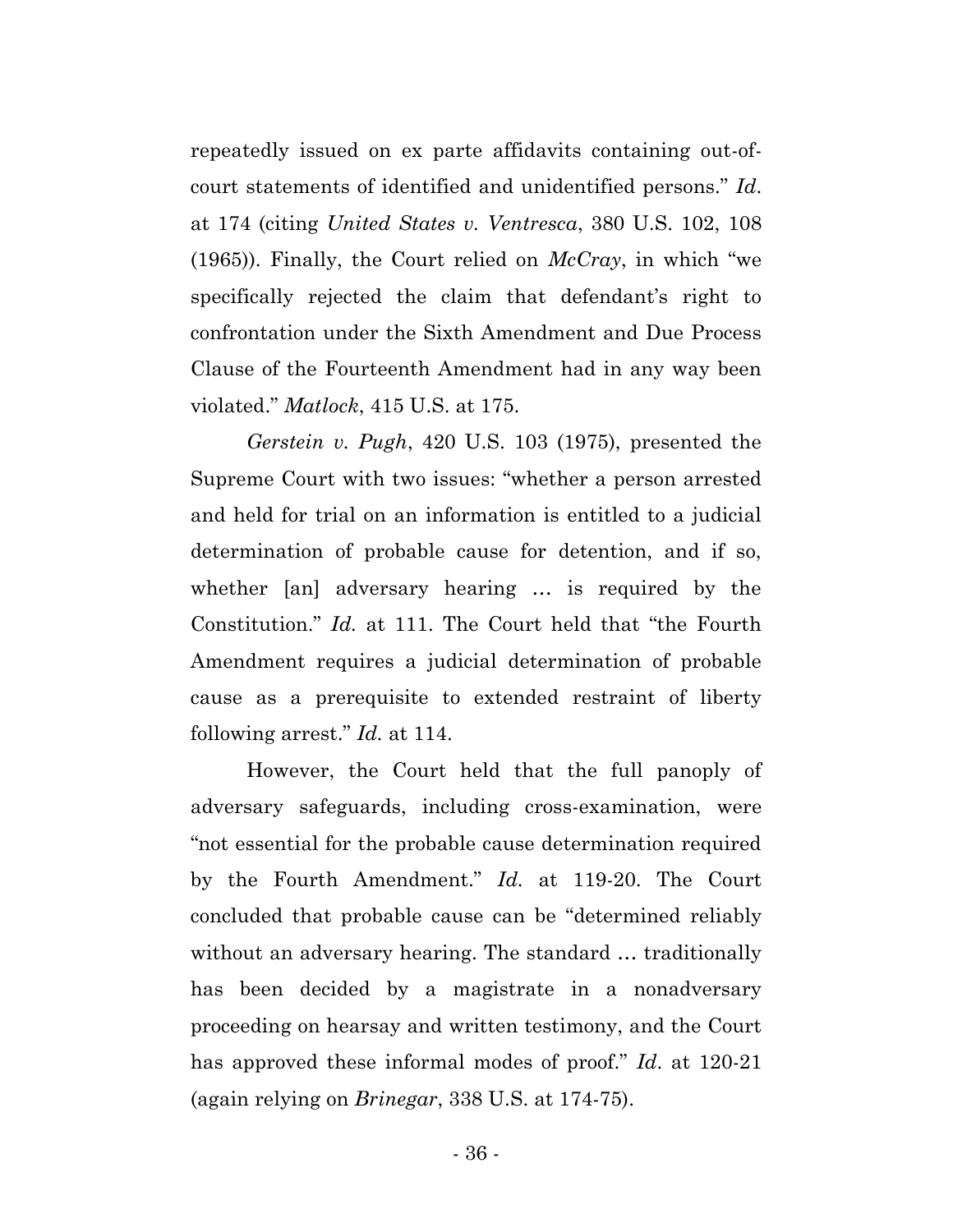repeatedly issued on ex parte affidavits containing out-of-court statements of identified and unidentified persons." *Id*. at 174 (citing *United States v. Ventresca*, 380 U.S. 102, 108 (1965)). Finally, the Court relied on *McCray*, in which "we specifically rejected the claim that defendant's right to confrontation under the Sixth Amendment and Due Process Clause of the Fourteenth Amendment had in any way been violated." *Matlock*, 415 U.S. at 175.

*Gerstein v. Pugh*, 420 U.S. 103 (1975), presented the Supreme Court with two issues: "whether a person arrested and held for trial on an information is entitled to a judicial determination of probable cause for detention, and if so, whether [an] adversary hearing … is required by the Constitution." *Id.* at 111. The Court held that "the Fourth Amendment requires a judicial determination of probable cause as a prerequisite to extended restraint of liberty following arrest." *Id.* at 114.

However, the Court held that the full panoply of adversary safeguards, including cross-examination, were "not essential for the probable cause determination required by the Fourth Amendment." *Id.* at 119-20. The Court concluded that probable cause can be "determined reliably without an adversary hearing. The standard … traditionally has been decided by a magistrate in a nonadversary proceeding on hearsay and written testimony, and the Court has approved these informal modes of proof." *Id*. at 120-21 (again relying on *Brinegar*, 338 U.S. at 174-75).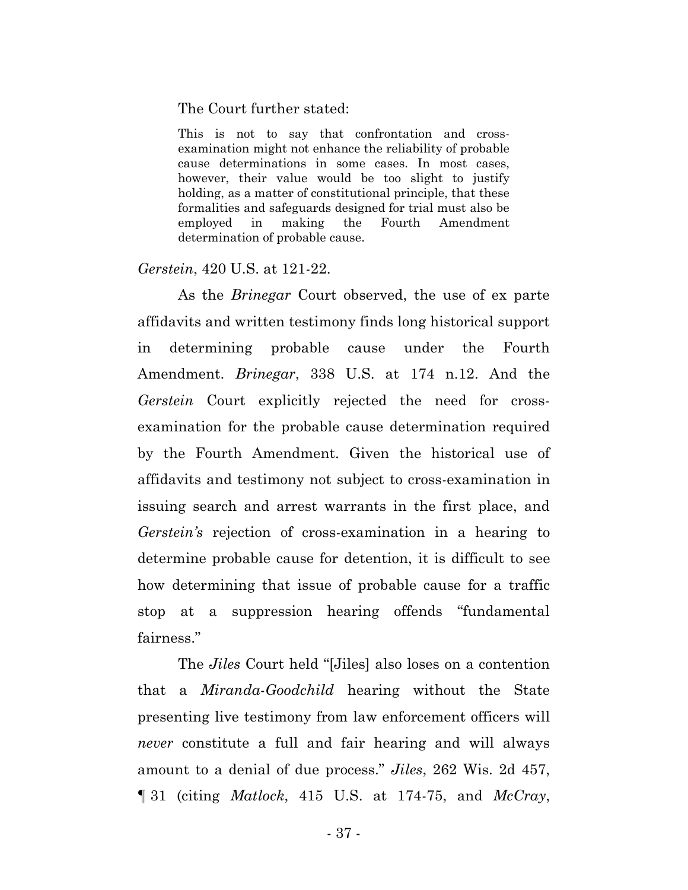The Court further stated:

> This is not to say that confrontation and cross-examination might not enhance the reliability of probable cause determinations in some cases. In most cases, however, their value would be too slight to justify holding, as a matter of constitutional principle, that these formalities and safeguards designed for trial must also be employed in making the Fourth Amendment determination of probable cause.

*Gerstein*, 420 U.S. at 121-22.

As the *Brinegar* Court observed, the use of ex parte affidavits and written testimony finds long historical support in determining probable cause under the Fourth Amendment. *Brinegar*, 338 U.S. at 174 n.12. And the *Gerstein* Court explicitly rejected the need for cross-examination for the probable cause determination required by the Fourth Amendment. Given the historical use of affidavits and testimony not subject to cross-examination in issuing search and arrest warrants in the first place, and *Gerstein's* rejection of cross-examination in a hearing to determine probable cause for detention, it is difficult to see how determining that issue of probable cause for a traffic stop at a suppression hearing offends "fundamental fairness."

The *Jiles* Court held "[Jiles] also loses on a contention that a *Miranda-Goodchild* hearing without the State presenting live testimony from law enforcement officers will *never* constitute a full and fair hearing and will always amount to a denial of due process." *Jiles*, 262 Wis. 2d 457, ¶ 31 (citing *Matlock*, 415 U.S. at 174-75, and *McCray*,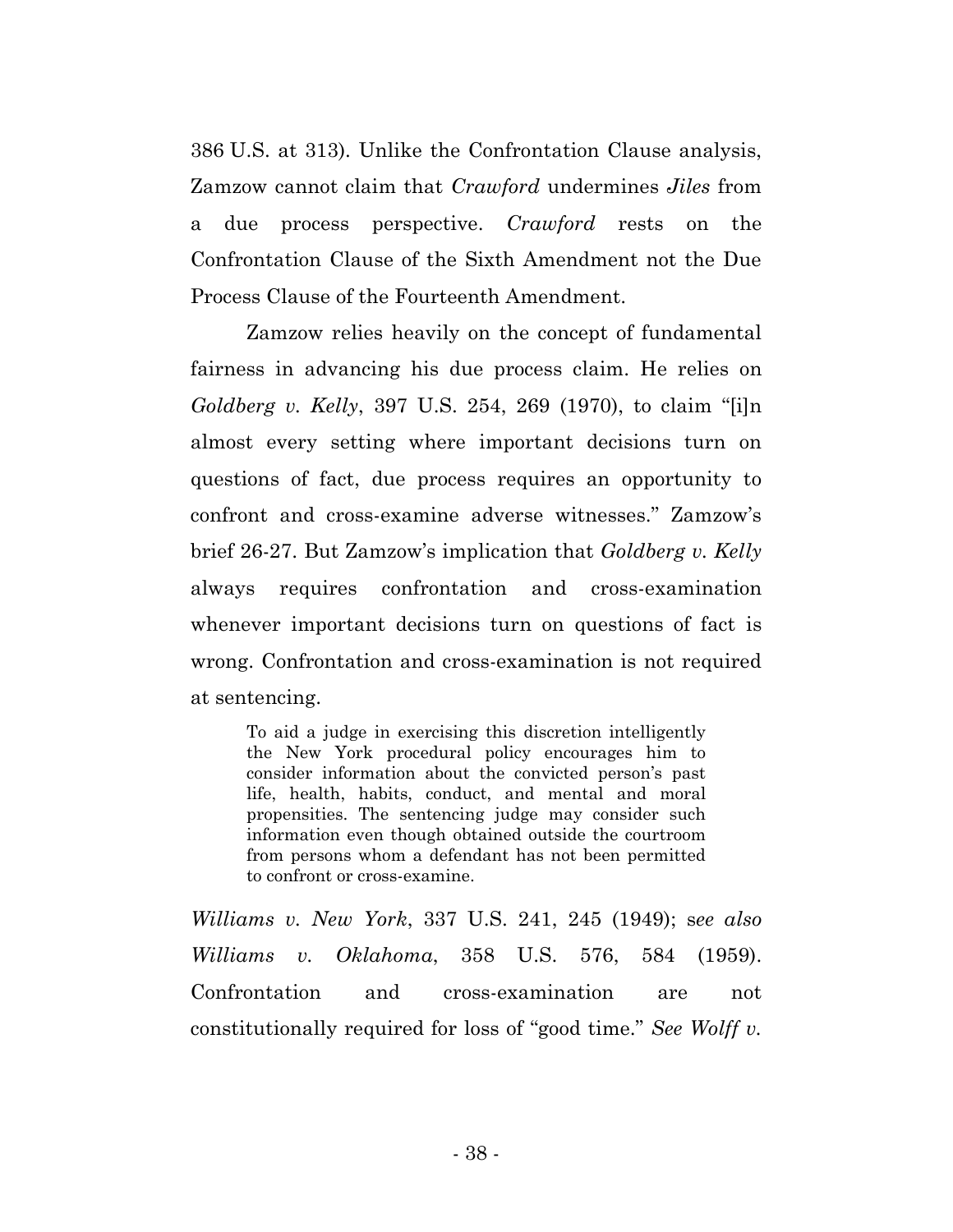386 U.S. at 313). Unlike the Confrontation Clause analysis, Zamzow cannot claim that *Crawford* undermines *Jiles* from a due process perspective. *Crawford* rests on the Confrontation Clause of the Sixth Amendment not the Due Process Clause of the Fourteenth Amendment.

Zamzow relies heavily on the concept of fundamental fairness in advancing his due process claim. He relies on *Goldberg v. Kelly*, 397 U.S. 254, 269 (1970), to claim "[i]n almost every setting where important decisions turn on questions of fact, due process requires an opportunity to confront and cross-examine adverse witnesses." Zamzow's brief 26-27. But Zamzow's implication that *Goldberg v. Kelly* always requires confrontation and cross-examination whenever important decisions turn on questions of fact is wrong. Confrontation and cross-examination is not required at sentencing.

> To aid a judge in exercising this discretion intelligently the New York procedural policy encourages him to consider information about the convicted person's past life, health, habits, conduct, and mental and moral propensities. The sentencing judge may consider such information even though obtained outside the courtroom from persons whom a defendant has not been permitted to confront or cross-examine.

*Williams v. New York*, 337 U.S. 241, 245 (1949); s*ee also Williams v. Oklahoma*, 358 U.S. 576, 584 (1959). Confrontation and cross-examination are not constitutionally required for loss of "good time." *See Wolff v.*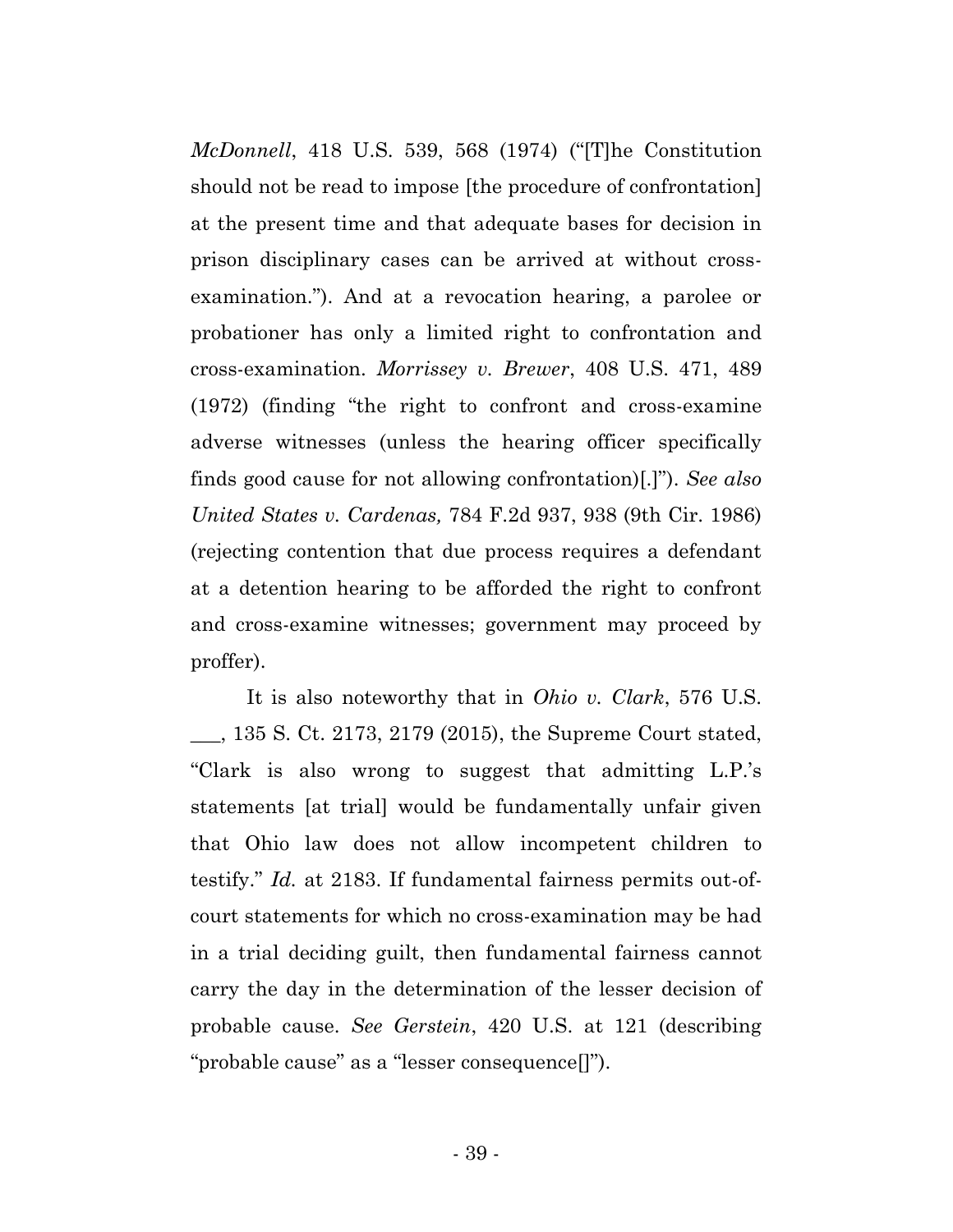*McDonnell*, 418 U.S. 539, 568 (1974) ("[T]he Constitution should not be read to impose [the procedure of confrontation] at the present time and that adequate bases for decision in prison disciplinary cases can be arrived at without cross-examination."). And at a revocation hearing, a parolee or probationer has only a limited right to confrontation and cross-examination. *Morrissey v. Brewer*, 408 U.S. 471, 489 (1972) (finding "the right to confront and cross-examine adverse witnesses (unless the hearing officer specifically finds good cause for not allowing confrontation)[.]"). *See also United States v. Cardenas,* 784 F.2d 937, 938 (9th Cir. 1986) (rejecting contention that due process requires a defendant at a detention hearing to be afforded the right to confront and cross-examine witnesses; government may proceed by proffer).

It is also noteworthy that in *Ohio v. Clark*, 576 U.S. ___, 135 S. Ct. 2173, 2179 (2015), the Supreme Court stated, "Clark is also wrong to suggest that admitting L.P.'s statements [at trial] would be fundamentally unfair given that Ohio law does not allow incompetent children to testify." *Id.* at 2183. If fundamental fairness permits out-of-court statements for which no cross-examination may be had in a trial deciding guilt, then fundamental fairness cannot carry the day in the determination of the lesser decision of probable cause. *See Gerstein*, 420 U.S. at 121 (describing "probable cause" as a "lesser consequence[]").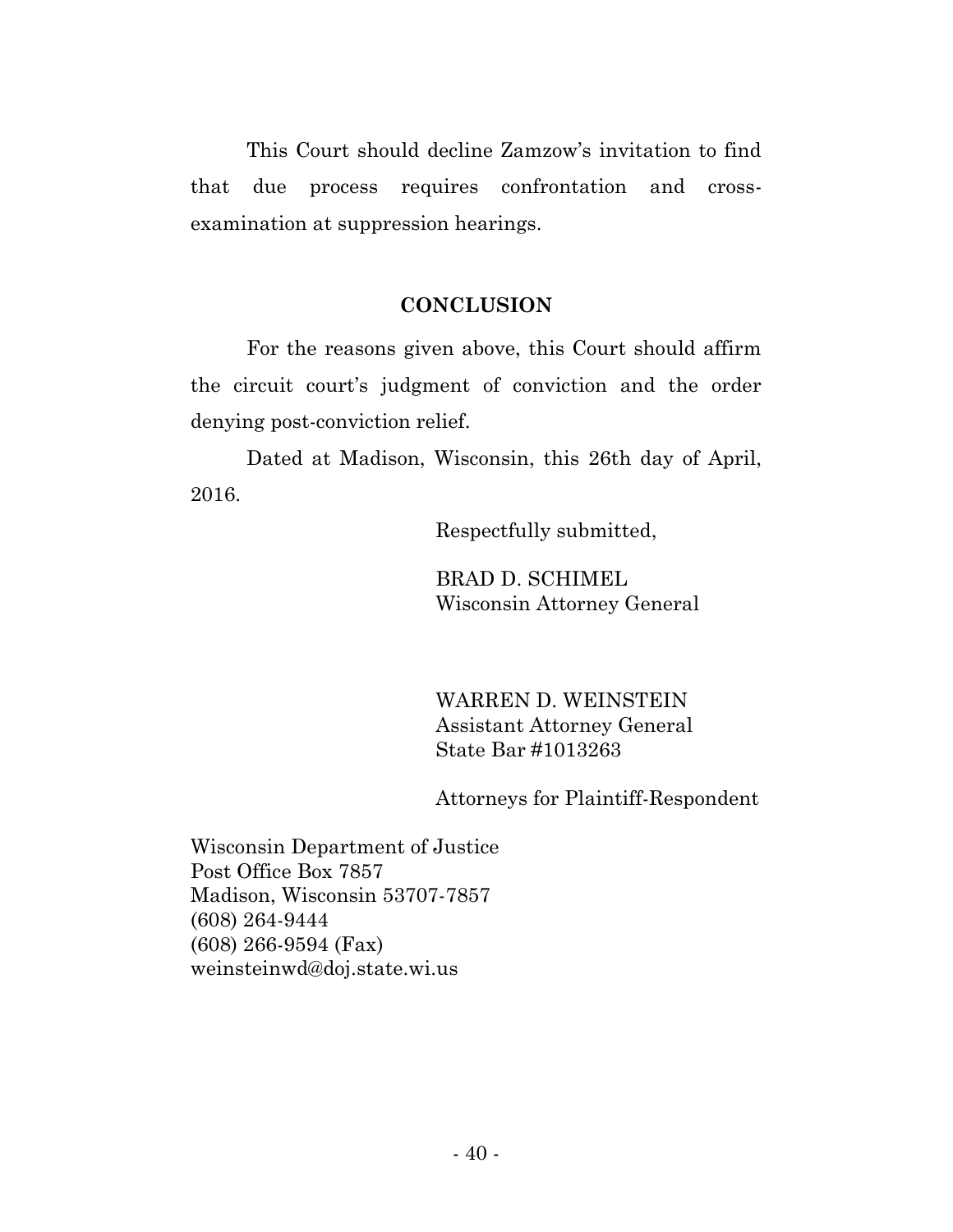This Court should decline Zamzow's invitation to find that due process requires confrontation and cross-examination at suppression hearings.

## CONCLUSION

For the reasons given above, this Court should affirm the circuit court's judgment of conviction and the order denying post-conviction relief.

Dated at Madison, Wisconsin, this 26th day of April, 2016.

Respectfully submitted,

BRAD D. SCHIMEL
Wisconsin Attorney General

WARREN D. WEINSTEIN
Assistant Attorney General
State Bar #1013263

Attorneys for Plaintiff-Respondent

Wisconsin Department of Justice
Post Office Box 7857
Madison, Wisconsin 53707-7857
(608) 264-9444
(608) 266-9594 (Fax)
weinsteinwd@doj.state.wi.us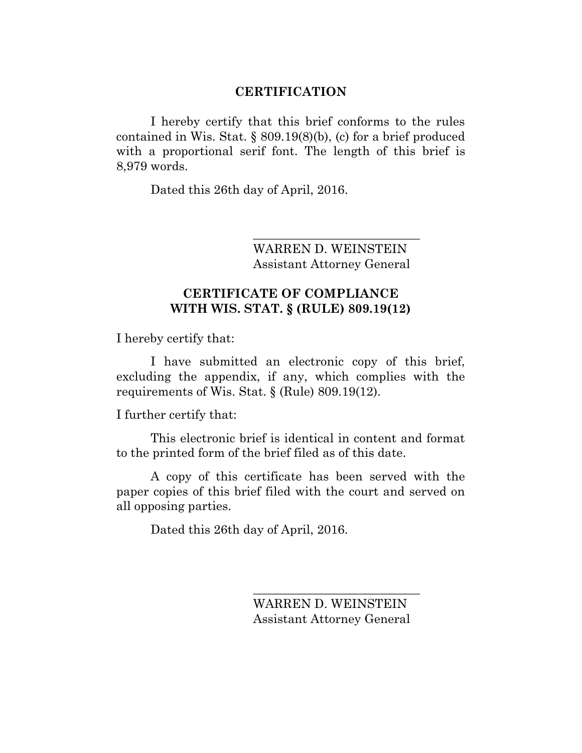## CERTIFICATION

I hereby certify that this brief conforms to the rules contained in Wis. Stat. § 809.19(8)(b), (c) for a brief produced with a proportional serif font. The length of this brief is 8,979 words.

Dated this 26th day of April, 2016.

\_\_\_\_\_\_\_\_\_\_\_\_\_\_\_\_\_\_\_\_\_\_\_\_\_\_\_
WARREN D. WEINSTEIN
Assistant Attorney General

## CERTIFICATE OF COMPLIANCE WITH WIS. STAT. § (RULE) 809.19(12)

I hereby certify that:

I have submitted an electronic copy of this brief, excluding the appendix, if any, which complies with the requirements of Wis. Stat. § (Rule) 809.19(12).

I further certify that:

This electronic brief is identical in content and format to the printed form of the brief filed as of this date.

A copy of this certificate has been served with the paper copies of this brief filed with the court and served on all opposing parties.

Dated this 26th day of April, 2016.

\_\_\_\_\_\_\_\_\_\_\_\_\_\_\_\_\_\_\_\_\_\_\_\_\_\_\_
WARREN D. WEINSTEIN
Assistant Attorney General